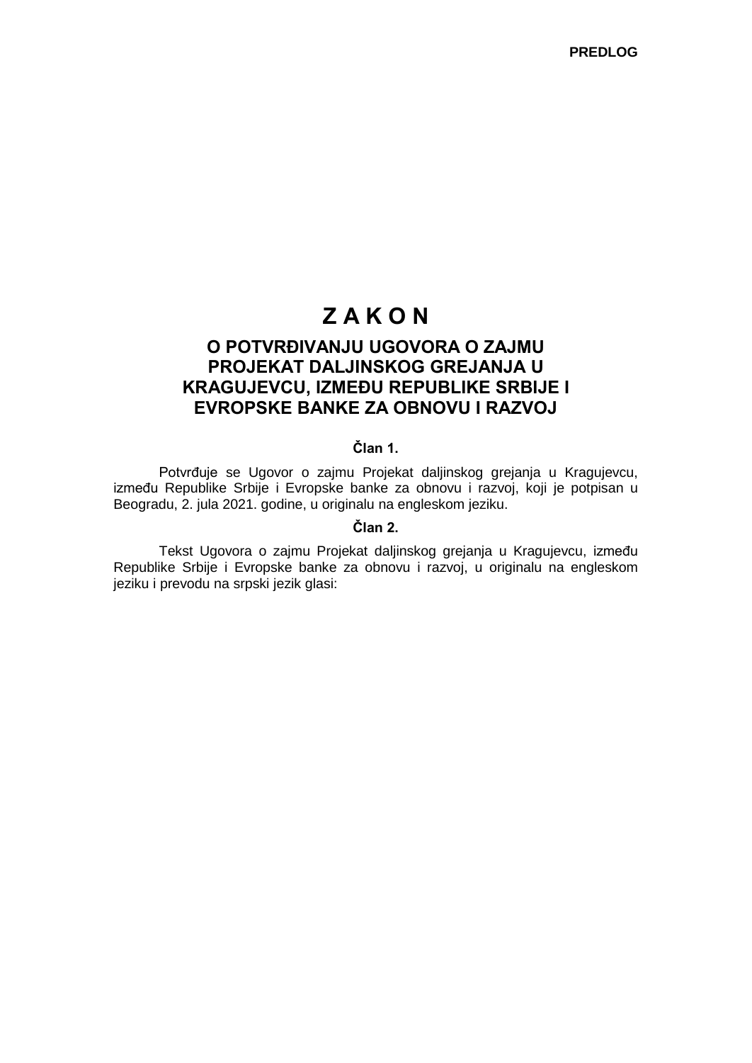**PREDLOG**

# Z A K O N

## O POTVRĐIVANJU UGOVORA O ZAJMU PROJEKAT DALJINSKOG GREJANJA U KRAGUJEVCU, IZMEĐU REPUBLIKE SRBIJE I EVROPSKE BANKE ZA OBNOVU I RAZVOJ

### Član 1.

Potvrđuje se Ugovor o zajmu Projekat daljinskog grejanja u Kragujevcu, između Republike Srbije i Evropske banke za obnovu i razvoj, koji je potpisan u Beogradu, 2. jula 2021. godine, u originalu na engleskom jeziku.

### Član 2.

Tekst Ugovora o zajmu Projekat daljinskog grejanja u Kragujevcu, između Republike Srbije i Evropske banke za obnovu i razvoj, u originalu na engleskom jeziku i prevodu na srpski jezik glasi: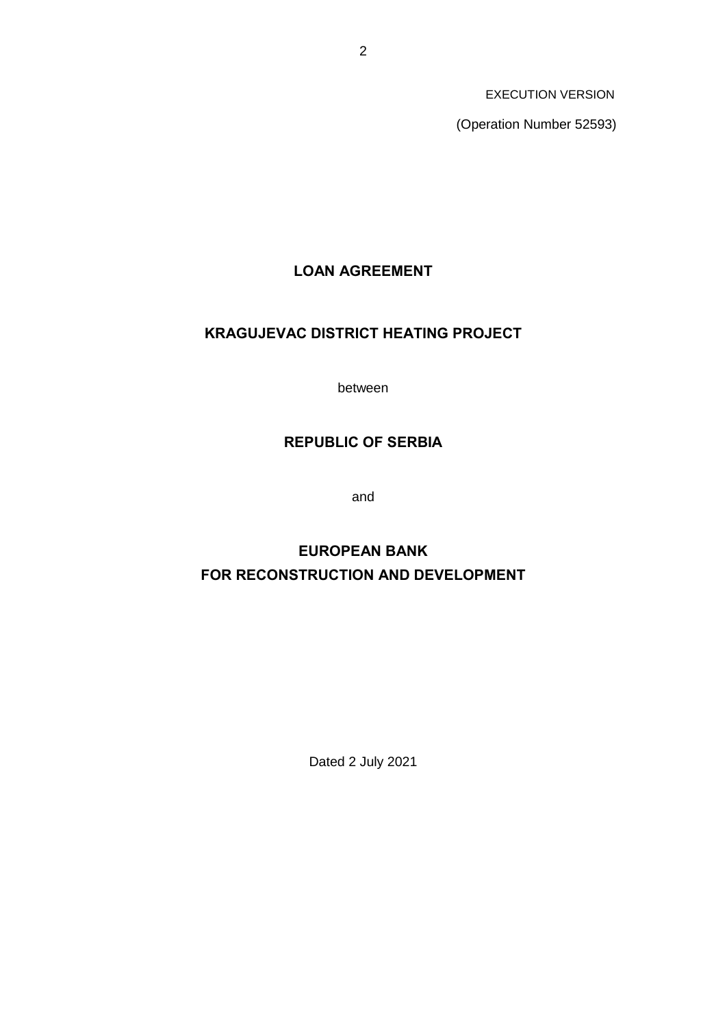EXECUTION VERSION

(Operation Number 52593)

# LOAN AGREEMENT

## KRAGUJEVAC DISTRICT HEATING PROJECT

between

## REPUBLIC OF SERBIA

and

## EUROPEAN BANK FOR RECONSTRUCTION AND DEVELOPMENT

Dated 2 July 2021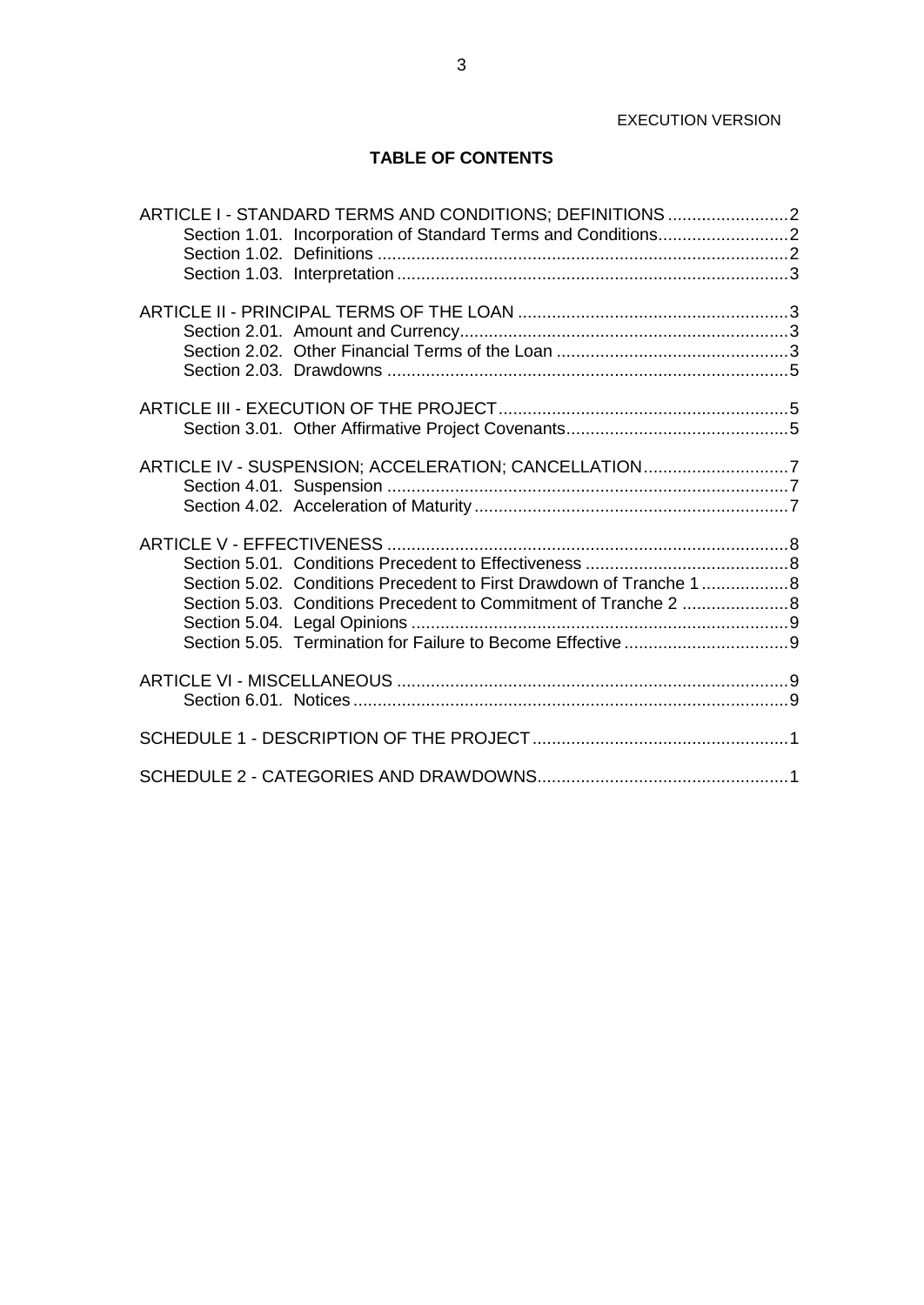EXECUTION VERSION

**TABLE OF CONTENTS**

ARTICLE I - STANDARD TERMS AND CONDITIONS; DEFINITIONS .......................... 2
- Section 1.01. Incorporation of Standard Terms and Conditions .......................... 2
- Section 1.02. Definitions .......................... 2
- Section 1.03. Interpretation .......................... 3

ARTICLE II - PRINCIPAL TERMS OF THE LOAN .......................... 3
- Section 2.01. Amount and Currency .......................... 3
- Section 2.02. Other Financial Terms of the Loan .......................... 3
- Section 2.03. Drawdowns .......................... 5

ARTICLE III - EXECUTION OF THE PROJECT .......................... 5
- Section 3.01. Other Affirmative Project Covenants .......................... 5

ARTICLE IV - SUSPENSION; ACCELERATION; CANCELLATION .......................... 7
- Section 4.01. Suspension .......................... 7
- Section 4.02. Acceleration of Maturity .......................... 7

ARTICLE V - EFFECTIVENESS .......................... 8
- Section 5.01. Conditions Precedent to Effectiveness .......................... 8
- Section 5.02. Conditions Precedent to First Drawdown of Tranche 1 .......................... 8
- Section 5.03. Conditions Precedent to Commitment of Tranche 2 .......................... 8
- Section 5.04. Legal Opinions .......................... 9
- Section 5.05. Termination for Failure to Become Effective .......................... 9

ARTICLE VI - MISCELLANEOUS .......................... 9
- Section 6.01. Notices .......................... 9

SCHEDULE 1 - DESCRIPTION OF THE PROJECT .......................... 1

SCHEDULE 2 - CATEGORIES AND DRAWDOWNS .......................... 1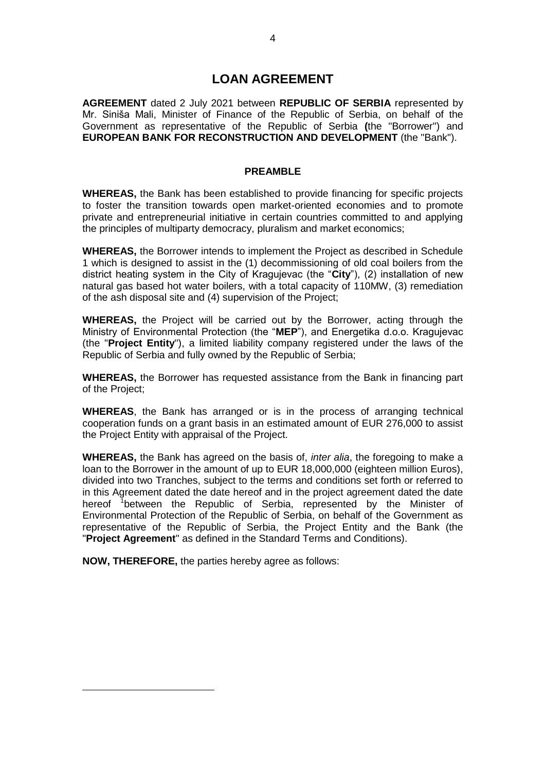# LOAN AGREEMENT

**AGREEMENT** dated 2 July 2021 between **REPUBLIC OF SERBIA** represented by Mr. Siniša Mali, Minister of Finance of the Republic of Serbia, on behalf of the Government as representative of the Republic of Serbia **(**the "Borrower") and **EUROPEAN BANK FOR RECONSTRUCTION AND DEVELOPMENT** (the "Bank").

## PREAMBLE

**WHEREAS,** the Bank has been established to provide financing for specific projects to foster the transition towards open market-oriented economies and to promote private and entrepreneurial initiative in certain countries committed to and applying the principles of multiparty democracy, pluralism and market economics;

**WHEREAS,** the Borrower intends to implement the Project as described in Schedule 1 which is designed to assist in the (1) decommissioning of old coal boilers from the district heating system in the City of Kragujevac (the "**City**"), (2) installation of new natural gas based hot water boilers, with a total capacity of 110MW, (3) remediation of the ash disposal site and (4) supervision of the Project;

**WHEREAS,** the Project will be carried out by the Borrower, acting through the Ministry of Environmental Protection (the "**MEP**"), and Energetika d.o.o. Kragujevac (the "**Project Entity**"), a limited liability company registered under the laws of the Republic of Serbia and fully owned by the Republic of Serbia;

**WHEREAS,** the Borrower has requested assistance from the Bank in financing part of the Project;

**WHEREAS**, the Bank has arranged or is in the process of arranging technical cooperation funds on a grant basis in an estimated amount of EUR 276,000 to assist the Project Entity with appraisal of the Project.

**WHEREAS,** the Bank has agreed on the basis of, *inter alia*, the foregoing to make a loan to the Borrower in the amount of up to EUR 18,000,000 (eighteen million Euros), divided into two Tranches, subject to the terms and conditions set forth or referred to in this Agreement dated the date hereof and in the project agreement dated the date hereof [1]between the Republic of Serbia, represented by the Minister of Environmental Protection of the Republic of Serbia, on behalf of the Government as representative of the Republic of Serbia, the Project Entity and the Bank (the "**Project Agreement**" as defined in the Standard Terms and Conditions).

**NOW, THEREFORE,** the parties hereby agree as follows: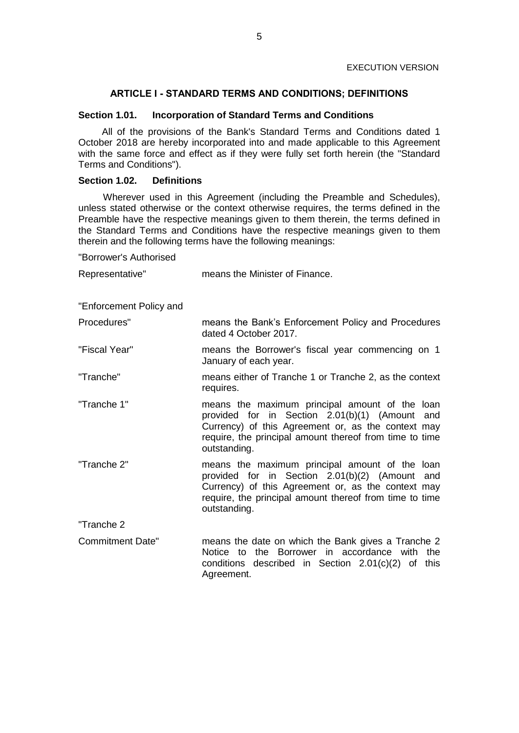## ARTICLE I - STANDARD TERMS AND CONDITIONS; DEFINITIONS

### Section 1.01. Incorporation of Standard Terms and Conditions

All of the provisions of the Bank's Standard Terms and Conditions dated 1 October 2018 are hereby incorporated into and made applicable to this Agreement with the same force and effect as if they were fully set forth herein (the "Standard Terms and Conditions").

### Section 1.02. Definitions

Wherever used in this Agreement (including the Preamble and Schedules), unless stated otherwise or the context otherwise requires, the terms defined in the Preamble have the respective meanings given to them therein, the terms defined in the Standard Terms and Conditions have the respective meanings given to them therein and the following terms have the following meanings:

"Borrower's Authorised Representative" means the Minister of Finance.

"Enforcement Policy and Procedures" means the Bank's Enforcement Policy and Procedures dated 4 October 2017.

"Fiscal Year" means the Borrower's fiscal year commencing on 1 January of each year.

"Tranche" means either of Tranche 1 or Tranche 2, as the context requires.

"Tranche 1" means the maximum principal amount of the loan provided for in Section 2.01(b)(1) (Amount and Currency) of this Agreement or, as the context may require, the principal amount thereof from time to time outstanding.

"Tranche 2" means the maximum principal amount of the loan provided for in Section 2.01(b)(2) (Amount and Currency) of this Agreement or, as the context may require, the principal amount thereof from time to time outstanding.

"Tranche 2 Commitment Date" means the date on which the Bank gives a Tranche 2 Notice to the Borrower in accordance with the conditions described in Section 2.01(c)(2) of this Agreement.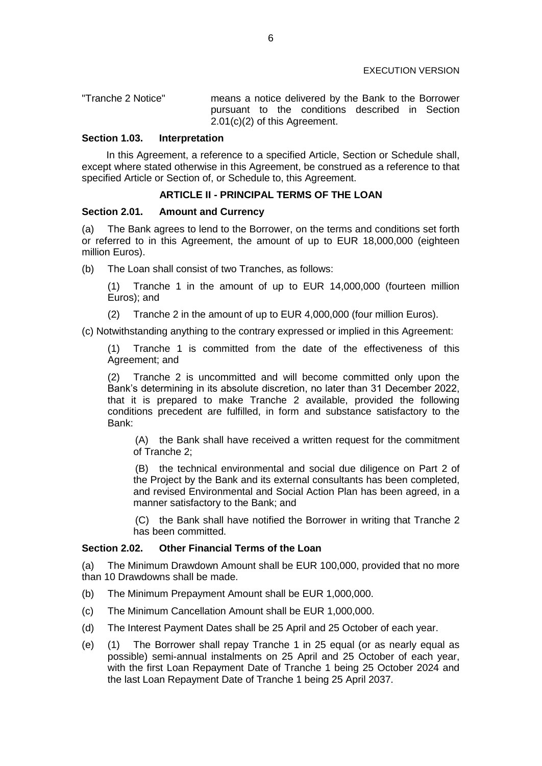"Tranche 2 Notice" means a notice delivered by the Bank to the Borrower pursuant to the conditions described in Section 2.01(c)(2) of this Agreement.

**Section 1.03. Interpretation**

In this Agreement, a reference to a specified Article, Section or Schedule shall, except where stated otherwise in this Agreement, be construed as a reference to that specified Article or Section of, or Schedule to, this Agreement.

## ARTICLE II - PRINCIPAL TERMS OF THE LOAN

**Section 2.01. Amount and Currency**

(a) The Bank agrees to lend to the Borrower, on the terms and conditions set forth or referred to in this Agreement, the amount of up to EUR 18,000,000 (eighteen million Euros).

(b) The Loan shall consist of two Tranches, as follows:

(1) Tranche 1 in the amount of up to EUR 14,000,000 (fourteen million Euros); and

(2) Tranche 2 in the amount of up to EUR 4,000,000 (four million Euros).

(c) Notwithstanding anything to the contrary expressed or implied in this Agreement:

(1) Tranche 1 is committed from the date of the effectiveness of this Agreement; and

(2) Tranche 2 is uncommitted and will become committed only upon the Bank's determining in its absolute discretion, no later than 31 December 2022, that it is prepared to make Tranche 2 available, provided the following conditions precedent are fulfilled, in form and substance satisfactory to the Bank:

(A) the Bank shall have received a written request for the commitment of Tranche 2;

(B) the technical environmental and social due diligence on Part 2 of the Project by the Bank and its external consultants has been completed, and revised Environmental and Social Action Plan has been agreed, in a manner satisfactory to the Bank; and

(C) the Bank shall have notified the Borrower in writing that Tranche 2 has been committed.

**Section 2.02. Other Financial Terms of the Loan**

(a) The Minimum Drawdown Amount shall be EUR 100,000, provided that no more than 10 Drawdowns shall be made.

(b) The Minimum Prepayment Amount shall be EUR 1,000,000.

(c) The Minimum Cancellation Amount shall be EUR 1,000,000.

(d) The Interest Payment Dates shall be 25 April and 25 October of each year.

(e) (1) The Borrower shall repay Tranche 1 in 25 equal (or as nearly equal as possible) semi-annual instalments on 25 April and 25 October of each year, with the first Loan Repayment Date of Tranche 1 being 25 October 2024 and the last Loan Repayment Date of Tranche 1 being 25 April 2037.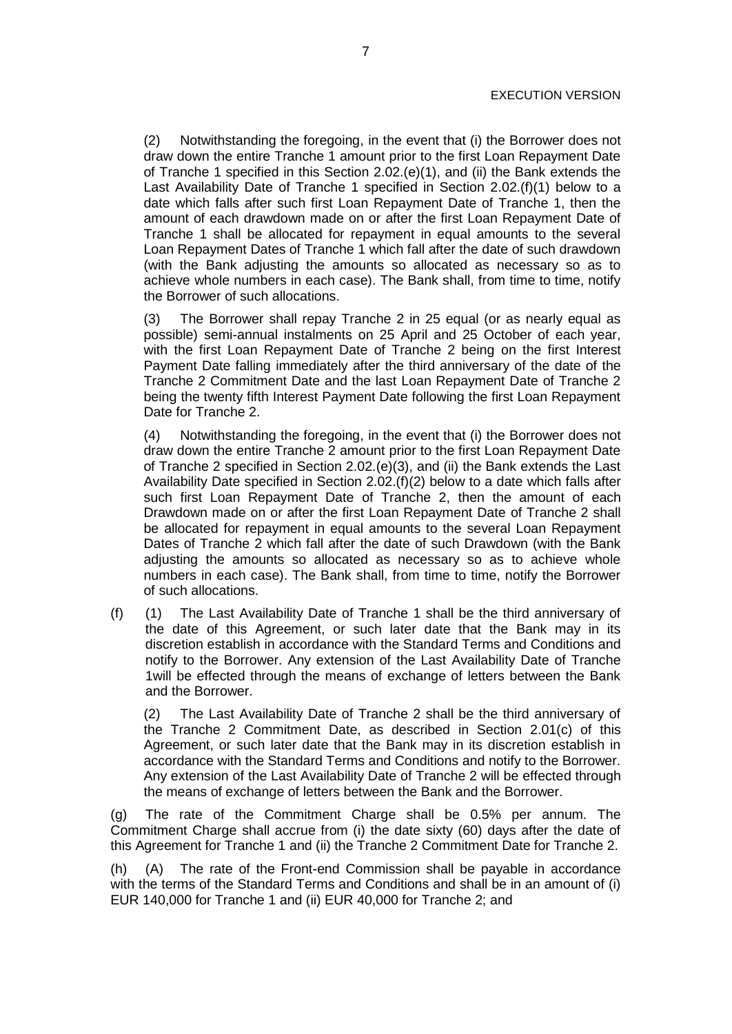(2) Notwithstanding the foregoing, in the event that (i) the Borrower does not draw down the entire Tranche 1 amount prior to the first Loan Repayment Date of Tranche 1 specified in this Section 2.02.(e)(1), and (ii) the Bank extends the Last Availability Date of Tranche 1 specified in Section 2.02.(f)(1) below to a date which falls after such first Loan Repayment Date of Tranche 1, then the amount of each drawdown made on or after the first Loan Repayment Date of Tranche 1 shall be allocated for repayment in equal amounts to the several Loan Repayment Dates of Tranche 1 which fall after the date of such drawdown (with the Bank adjusting the amounts so allocated as necessary so as to achieve whole numbers in each case). The Bank shall, from time to time, notify the Borrower of such allocations.

(3) The Borrower shall repay Tranche 2 in 25 equal (or as nearly equal as possible) semi-annual instalments on 25 April and 25 October of each year, with the first Loan Repayment Date of Tranche 2 being on the first Interest Payment Date falling immediately after the third anniversary of the date of the Tranche 2 Commitment Date and the last Loan Repayment Date of Tranche 2 being the twenty fifth Interest Payment Date following the first Loan Repayment Date for Tranche 2.

(4) Notwithstanding the foregoing, in the event that (i) the Borrower does not draw down the entire Tranche 2 amount prior to the first Loan Repayment Date of Tranche 2 specified in Section 2.02.(e)(3), and (ii) the Bank extends the Last Availability Date specified in Section 2.02.(f)(2) below to a date which falls after such first Loan Repayment Date of Tranche 2, then the amount of each Drawdown made on or after the first Loan Repayment Date of Tranche 2 shall be allocated for repayment in equal amounts to the several Loan Repayment Dates of Tranche 2 which fall after the date of such Drawdown (with the Bank adjusting the amounts so allocated as necessary so as to achieve whole numbers in each case). The Bank shall, from time to time, notify the Borrower of such allocations.

(f) (1) The Last Availability Date of Tranche 1 shall be the third anniversary of the date of this Agreement, or such later date that the Bank may in its discretion establish in accordance with the Standard Terms and Conditions and notify to the Borrower. Any extension of the Last Availability Date of Tranche 1will be effected through the means of exchange of letters between the Bank and the Borrower.

(2) The Last Availability Date of Tranche 2 shall be the third anniversary of the Tranche 2 Commitment Date, as described in Section 2.01(c) of this Agreement, or such later date that the Bank may in its discretion establish in accordance with the Standard Terms and Conditions and notify to the Borrower. Any extension of the Last Availability Date of Tranche 2 will be effected through the means of exchange of letters between the Bank and the Borrower.

(g) The rate of the Commitment Charge shall be 0.5% per annum. The Commitment Charge shall accrue from (i) the date sixty (60) days after the date of this Agreement for Tranche 1 and (ii) the Tranche 2 Commitment Date for Tranche 2.

(h) (A) The rate of the Front-end Commission shall be payable in accordance with the terms of the Standard Terms and Conditions and shall be in an amount of (i) EUR 140,000 for Tranche 1 and (ii) EUR 40,000 for Tranche 2; and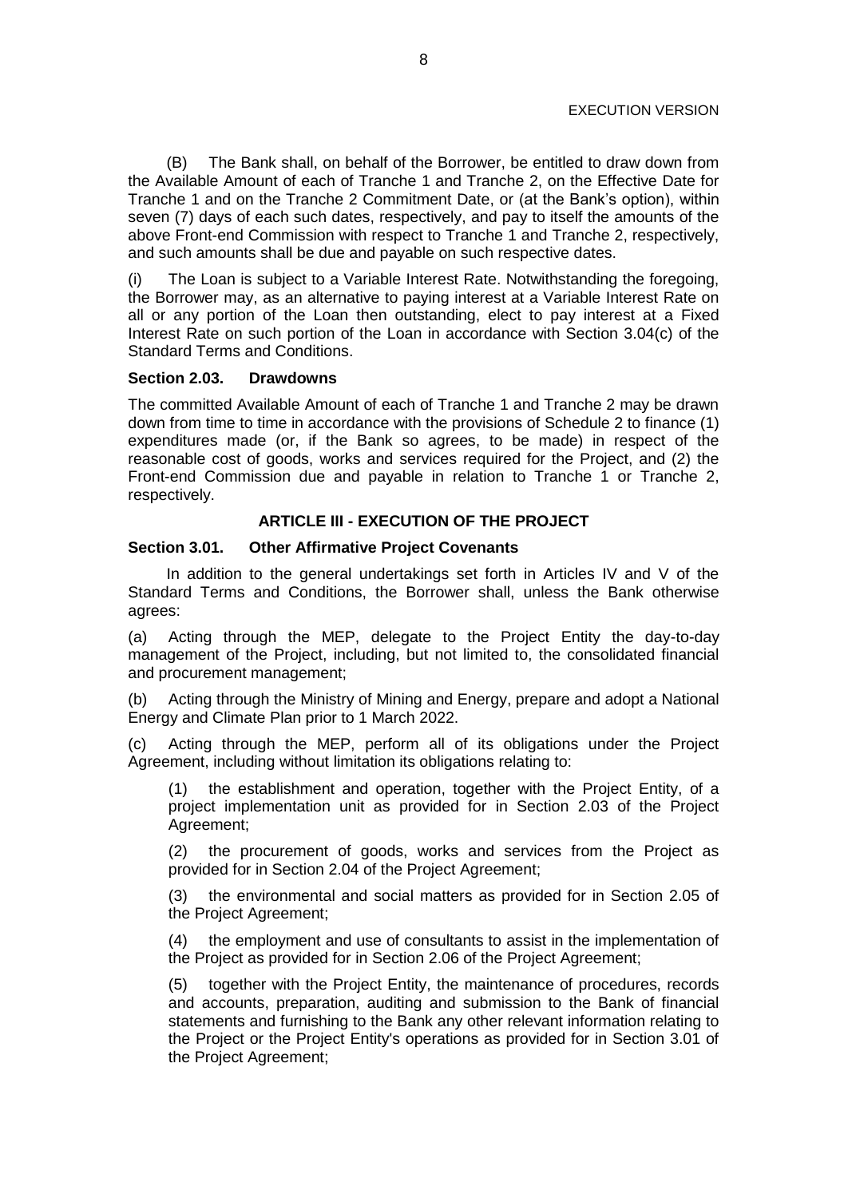(B) The Bank shall, on behalf of the Borrower, be entitled to draw down from the Available Amount of each of Tranche 1 and Tranche 2, on the Effective Date for Tranche 1 and on the Tranche 2 Commitment Date, or (at the Bank's option), within seven (7) days of each such dates, respectively, and pay to itself the amounts of the above Front-end Commission with respect to Tranche 1 and Tranche 2, respectively, and such amounts shall be due and payable on such respective dates.

(i) The Loan is subject to a Variable Interest Rate. Notwithstanding the foregoing, the Borrower may, as an alternative to paying interest at a Variable Interest Rate on all or any portion of the Loan then outstanding, elect to pay interest at a Fixed Interest Rate on such portion of the Loan in accordance with Section 3.04(c) of the Standard Terms and Conditions.

**Section 2.03. Drawdowns**

The committed Available Amount of each of Tranche 1 and Tranche 2 may be drawn down from time to time in accordance with the provisions of Schedule 2 to finance (1) expenditures made (or, if the Bank so agrees, to be made) in respect of the reasonable cost of goods, works and services required for the Project, and (2) the Front-end Commission due and payable in relation to Tranche 1 or Tranche 2, respectively.

## ARTICLE III - EXECUTION OF THE PROJECT

**Section 3.01. Other Affirmative Project Covenants**

In addition to the general undertakings set forth in Articles IV and V of the Standard Terms and Conditions, the Borrower shall, unless the Bank otherwise agrees:

(a) Acting through the MEP, delegate to the Project Entity the day-to-day management of the Project, including, but not limited to, the consolidated financial and procurement management;

(b) Acting through the Ministry of Mining and Energy, prepare and adopt a National Energy and Climate Plan prior to 1 March 2022.

(c) Acting through the MEP, perform all of its obligations under the Project Agreement, including without limitation its obligations relating to:

(1) the establishment and operation, together with the Project Entity, of a project implementation unit as provided for in Section 2.03 of the Project Agreement;

(2) the procurement of goods, works and services from the Project as provided for in Section 2.04 of the Project Agreement;

(3) the environmental and social matters as provided for in Section 2.05 of the Project Agreement;

(4) the employment and use of consultants to assist in the implementation of the Project as provided for in Section 2.06 of the Project Agreement;

(5) together with the Project Entity, the maintenance of procedures, records and accounts, preparation, auditing and submission to the Bank of financial statements and furnishing to the Bank any other relevant information relating to the Project or the Project Entity's operations as provided for in Section 3.01 of the Project Agreement;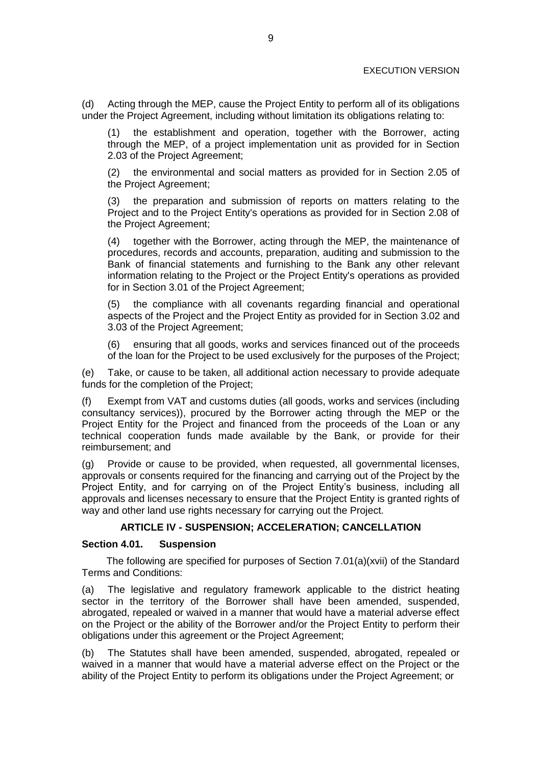(d) Acting through the MEP, cause the Project Entity to perform all of its obligations under the Project Agreement, including without limitation its obligations relating to:

(1) the establishment and operation, together with the Borrower, acting through the MEP, of a project implementation unit as provided for in Section 2.03 of the Project Agreement;

(2) the environmental and social matters as provided for in Section 2.05 of the Project Agreement;

(3) the preparation and submission of reports on matters relating to the Project and to the Project Entity's operations as provided for in Section 2.08 of the Project Agreement;

(4) together with the Borrower, acting through the MEP, the maintenance of procedures, records and accounts, preparation, auditing and submission to the Bank of financial statements and furnishing to the Bank any other relevant information relating to the Project or the Project Entity's operations as provided for in Section 3.01 of the Project Agreement;

(5) the compliance with all covenants regarding financial and operational aspects of the Project and the Project Entity as provided for in Section 3.02 and 3.03 of the Project Agreement;

(6) ensuring that all goods, works and services financed out of the proceeds of the loan for the Project to be used exclusively for the purposes of the Project;

(e) Take, or cause to be taken, all additional action necessary to provide adequate funds for the completion of the Project;

(f) Exempt from VAT and customs duties (all goods, works and services (including consultancy services)), procured by the Borrower acting through the MEP or the Project Entity for the Project and financed from the proceeds of the Loan or any technical cooperation funds made available by the Bank, or provide for their reimbursement; and

(g) Provide or cause to be provided, when requested, all governmental licenses, approvals or consents required for the financing and carrying out of the Project by the Project Entity, and for carrying on of the Project Entity's business, including all approvals and licenses necessary to ensure that the Project Entity is granted rights of way and other land use rights necessary for carrying out the Project.

## ARTICLE IV - SUSPENSION; ACCELERATION; CANCELLATION

### Section 4.01. Suspension

The following are specified for purposes of Section 7.01(a)(xvii) of the Standard Terms and Conditions:

(a) The legislative and regulatory framework applicable to the district heating sector in the territory of the Borrower shall have been amended, suspended, abrogated, repealed or waived in a manner that would have a material adverse effect on the Project or the ability of the Borrower and/or the Project Entity to perform their obligations under this agreement or the Project Agreement;

(b) The Statutes shall have been amended, suspended, abrogated, repealed or waived in a manner that would have a material adverse effect on the Project or the ability of the Project Entity to perform its obligations under the Project Agreement; or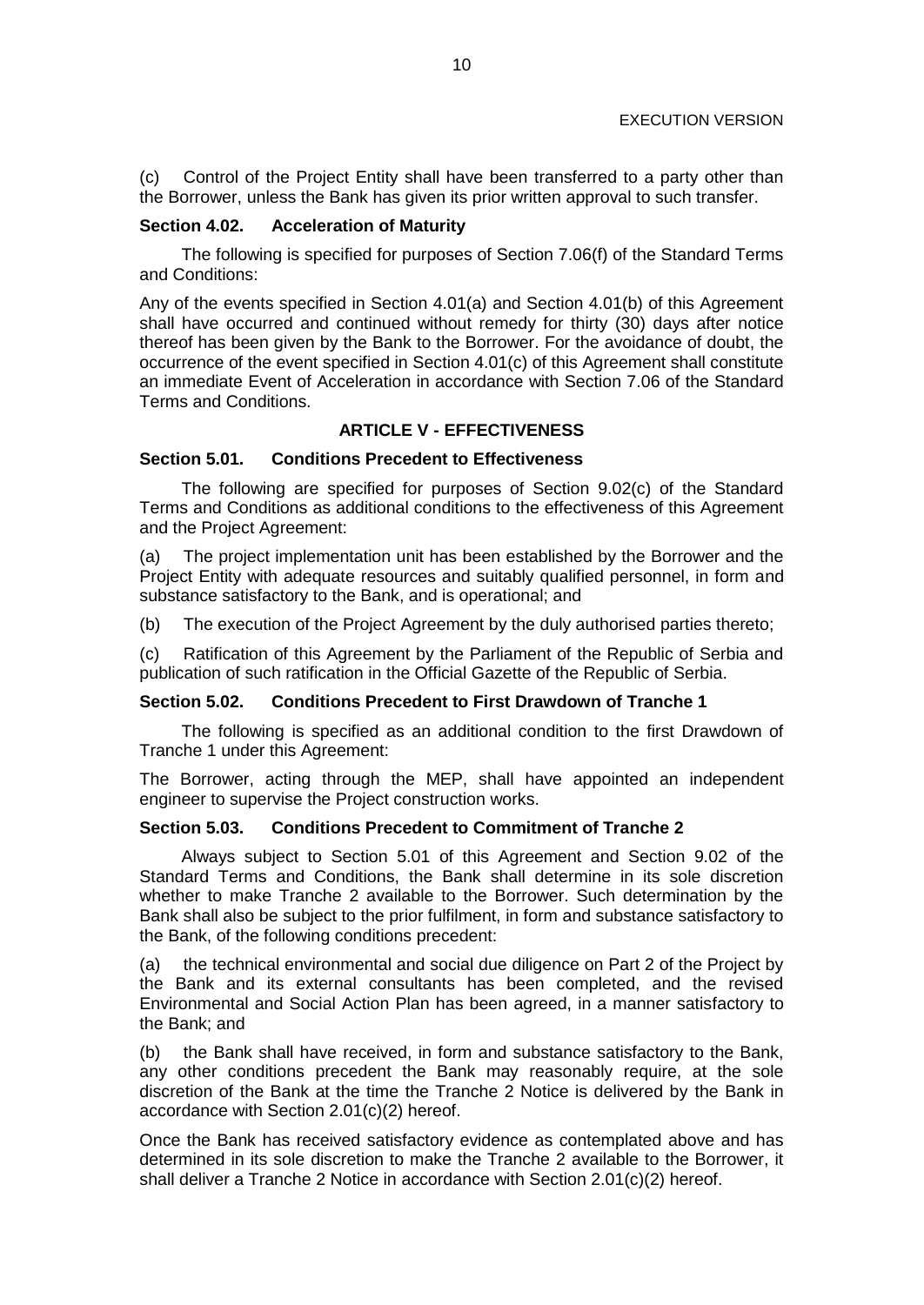(c) Control of the Project Entity shall have been transferred to a party other than the Borrower, unless the Bank has given its prior written approval to such transfer.

**Section 4.02. Acceleration of Maturity**

The following is specified for purposes of Section 7.06(f) of the Standard Terms and Conditions:

Any of the events specified in Section 4.01(a) and Section 4.01(b) of this Agreement shall have occurred and continued without remedy for thirty (30) days after notice thereof has been given by the Bank to the Borrower. For the avoidance of doubt, the occurrence of the event specified in Section 4.01(c) of this Agreement shall constitute an immediate Event of Acceleration in accordance with Section 7.06 of the Standard Terms and Conditions.

## ARTICLE V - EFFECTIVENESS

**Section 5.01. Conditions Precedent to Effectiveness**

The following are specified for purposes of Section 9.02(c) of the Standard Terms and Conditions as additional conditions to the effectiveness of this Agreement and the Project Agreement:

(a) The project implementation unit has been established by the Borrower and the Project Entity with adequate resources and suitably qualified personnel, in form and substance satisfactory to the Bank, and is operational; and

(b) The execution of the Project Agreement by the duly authorised parties thereto;

(c) Ratification of this Agreement by the Parliament of the Republic of Serbia and publication of such ratification in the Official Gazette of the Republic of Serbia.

**Section 5.02. Conditions Precedent to First Drawdown of Tranche 1**

The following is specified as an additional condition to the first Drawdown of Tranche 1 under this Agreement:

The Borrower, acting through the MEP, shall have appointed an independent engineer to supervise the Project construction works.

**Section 5.03. Conditions Precedent to Commitment of Tranche 2**

Always subject to Section 5.01 of this Agreement and Section 9.02 of the Standard Terms and Conditions, the Bank shall determine in its sole discretion whether to make Tranche 2 available to the Borrower. Such determination by the Bank shall also be subject to the prior fulfilment, in form and substance satisfactory to the Bank, of the following conditions precedent:

(a) the technical environmental and social due diligence on Part 2 of the Project by the Bank and its external consultants has been completed, and the revised Environmental and Social Action Plan has been agreed, in a manner satisfactory to the Bank; and

(b) the Bank shall have received, in form and substance satisfactory to the Bank, any other conditions precedent the Bank may reasonably require, at the sole discretion of the Bank at the time the Tranche 2 Notice is delivered by the Bank in accordance with Section 2.01(c)(2) hereof.

Once the Bank has received satisfactory evidence as contemplated above and has determined in its sole discretion to make the Tranche 2 available to the Borrower, it shall deliver a Tranche 2 Notice in accordance with Section 2.01(c)(2) hereof.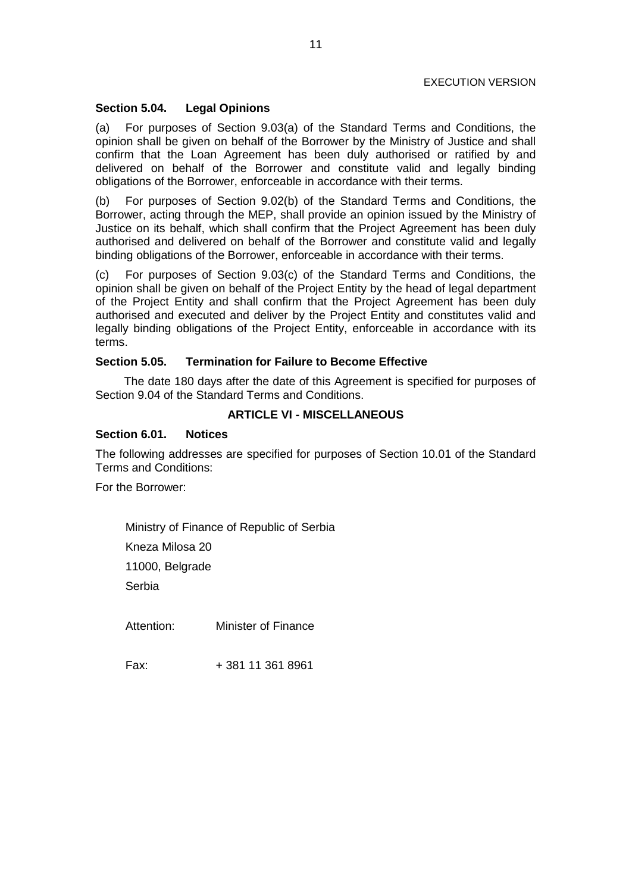### Section 5.04. Legal Opinions

(a) For purposes of Section 9.03(a) of the Standard Terms and Conditions, the opinion shall be given on behalf of the Borrower by the Ministry of Justice and shall confirm that the Loan Agreement has been duly authorised or ratified by and delivered on behalf of the Borrower and constitute valid and legally binding obligations of the Borrower, enforceable in accordance with their terms.

(b) For purposes of Section 9.02(b) of the Standard Terms and Conditions, the Borrower, acting through the MEP, shall provide an opinion issued by the Ministry of Justice on its behalf, which shall confirm that the Project Agreement has been duly authorised and delivered on behalf of the Borrower and constitute valid and legally binding obligations of the Borrower, enforceable in accordance with their terms.

(c) For purposes of Section 9.03(c) of the Standard Terms and Conditions, the opinion shall be given on behalf of the Project Entity by the head of legal department of the Project Entity and shall confirm that the Project Agreement has been duly authorised and executed and deliver by the Project Entity and constitutes valid and legally binding obligations of the Project Entity, enforceable in accordance with its terms.

### Section 5.05. Termination for Failure to Become Effective

The date 180 days after the date of this Agreement is specified for purposes of Section 9.04 of the Standard Terms and Conditions.

## ARTICLE VI - MISCELLANEOUS

### Section 6.01. Notices

The following addresses are specified for purposes of Section 10.01 of the Standard Terms and Conditions:

For the Borrower:

Ministry of Finance of Republic of Serbia
Kneza Milosa 20
11000, Belgrade
Serbia

Attention: Minister of Finance

Fax: + 381 11 361 8961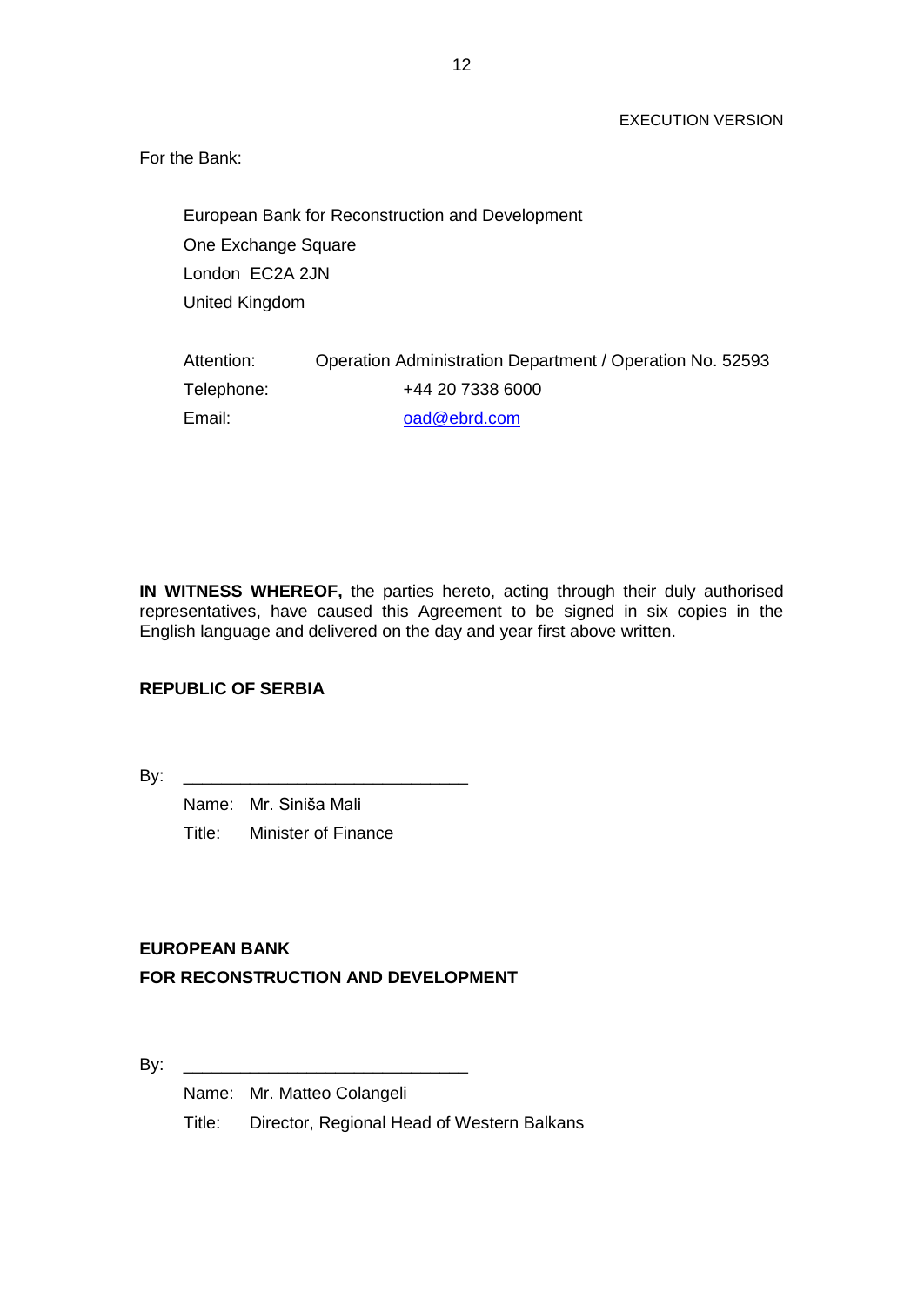EXECUTION VERSION

For the Bank:

European Bank for Reconstruction and Development
One Exchange Square
London EC2A 2JN
United Kingdom

Attention: Operation Administration Department / Operation No. 52593
Telephone: +44 20 7338 6000
Email: oad@ebrd.com

**IN WITNESS WHEREOF,** the parties hereto, acting through their duly authorised representatives, have caused this Agreement to be signed in six copies in the English language and delivered on the day and year first above written.

**REPUBLIC OF SERBIA**

By: ______________________________

Name: Mr. Siniša Mali
Title: Minister of Finance

**EUROPEAN BANK**
**FOR RECONSTRUCTION AND DEVELOPMENT**

By: ______________________________

Name: Mr. Matteo Colangeli
Title: Director, Regional Head of Western Balkans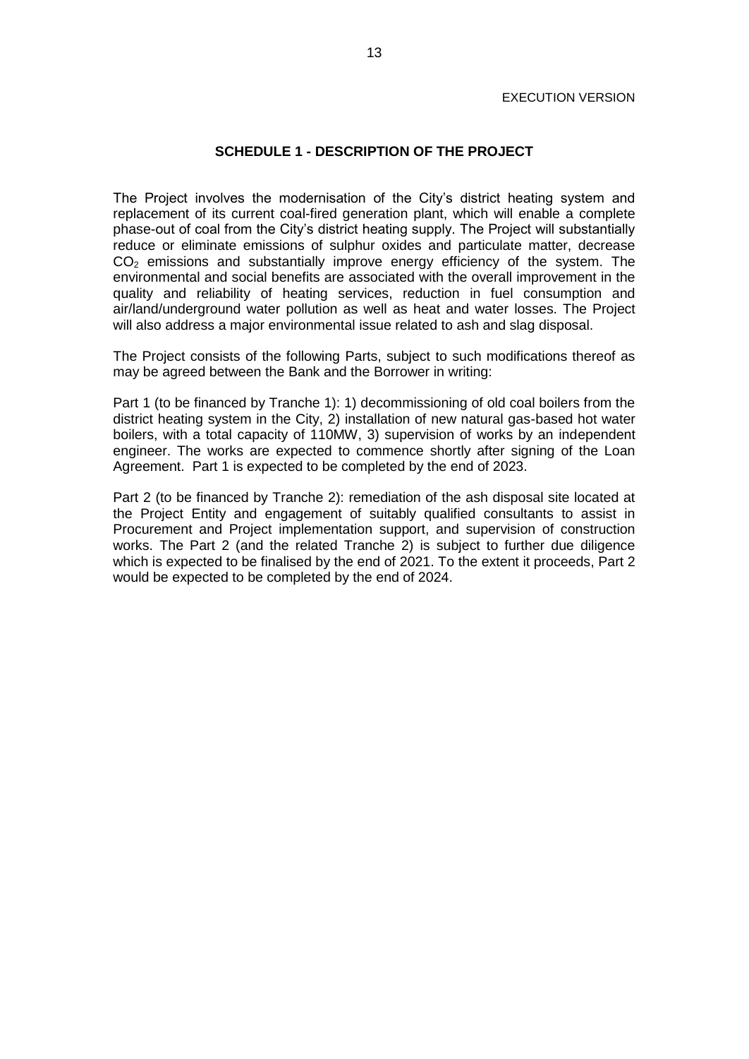## SCHEDULE 1 - DESCRIPTION OF THE PROJECT

The Project involves the modernisation of the City's district heating system and replacement of its current coal-fired generation plant, which will enable a complete phase-out of coal from the City's district heating supply. The Project will substantially reduce or eliminate emissions of sulphur oxides and particulate matter, decrease $CO_2$ emissions and substantially improve energy efficiency of the system. The environmental and social benefits are associated with the overall improvement in the quality and reliability of heating services, reduction in fuel consumption and air/land/underground water pollution as well as heat and water losses. The Project will also address a major environmental issue related to ash and slag disposal.

The Project consists of the following Parts, subject to such modifications thereof as may be agreed between the Bank and the Borrower in writing:

Part 1 (to be financed by Tranche 1): 1) decommissioning of old coal boilers from the district heating system in the City, 2) installation of new natural gas-based hot water boilers, with a total capacity of 110MW, 3) supervision of works by an independent engineer. The works are expected to commence shortly after signing of the Loan Agreement. Part 1 is expected to be completed by the end of 2023.

Part 2 (to be financed by Tranche 2): remediation of the ash disposal site located at the Project Entity and engagement of suitably qualified consultants to assist in Procurement and Project implementation support, and supervision of construction works. The Part 2 (and the related Tranche 2) is subject to further due diligence which is expected to be finalised by the end of 2021. To the extent it proceeds, Part 2 would be expected to be completed by the end of 2024.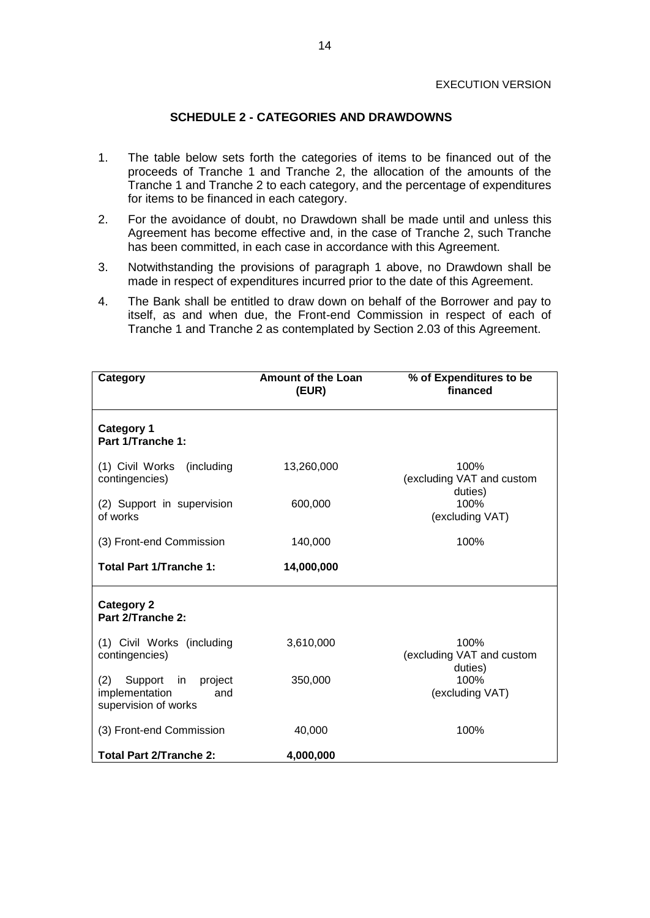EXECUTION VERSION

## SCHEDULE 2 - CATEGORIES AND DRAWDOWNS

1. The table below sets forth the categories of items to be financed out of the proceeds of Tranche 1 and Tranche 2, the allocation of the amounts of the Tranche 1 and Tranche 2 to each category, and the percentage of expenditures for items to be financed in each category.
2. For the avoidance of doubt, no Drawdown shall be made until and unless this Agreement has become effective and, in the case of Tranche 2, such Tranche has been committed, in each case in accordance with this Agreement.
3. Notwithstanding the provisions of paragraph 1 above, no Drawdown shall be made in respect of expenditures incurred prior to the date of this Agreement.
4. The Bank shall be entitled to draw down on behalf of the Borrower and pay to itself, as and when due, the Front-end Commission in respect of each of Tranche 1 and Tranche 2 as contemplated by Section 2.03 of this Agreement.

| Category | Amount of the Loan (EUR) | % of Expenditures to be financed |
|---|---|---|
| **Category 1** **Part 1/Tranche 1:** | | |
| (1) Civil Works (including contingencies) | 13,260,000 | 100% (excluding VAT and custom duties) |
| (2) Support in supervision of works | 600,000 | 100% (excluding VAT) |
| (3) Front-end Commission | 140,000 | 100% |
| **Total Part 1/Tranche 1:** | **14,000,000** | |
| **Category 2** **Part 2/Tranche 2:** | | |
| (1) Civil Works (including contingencies) | 3,610,000 | 100% (excluding VAT and custom duties) |
| (2) Support in project implementation and supervision of works | 350,000 | 100% (excluding VAT) |
| (3) Front-end Commission | 40,000 | 100% |
| **Total Part 2/Tranche 2:** | **4,000,000** | |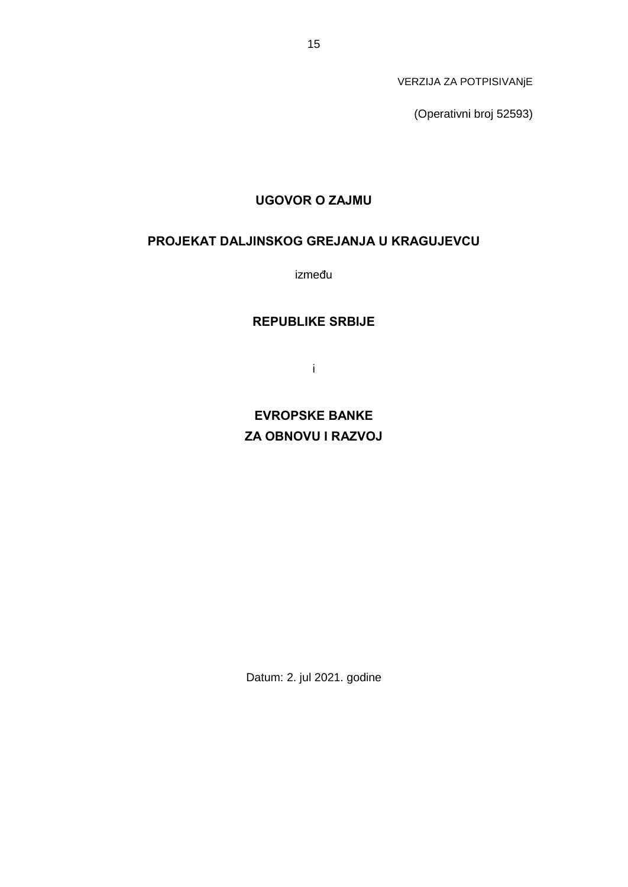VERZIJA ZA POTPISIVANjE

(Operativni broj 52593)

# UGOVOR O ZAJMU

## PROJEKAT DALJINSKOG GREJANJA U KRAGUJEVCU

između

## REPUBLIKE SRBIJE

i

## EVROPSKE BANKE ZA OBNOVU I RAZVOJ

Datum: 2. jul 2021. godine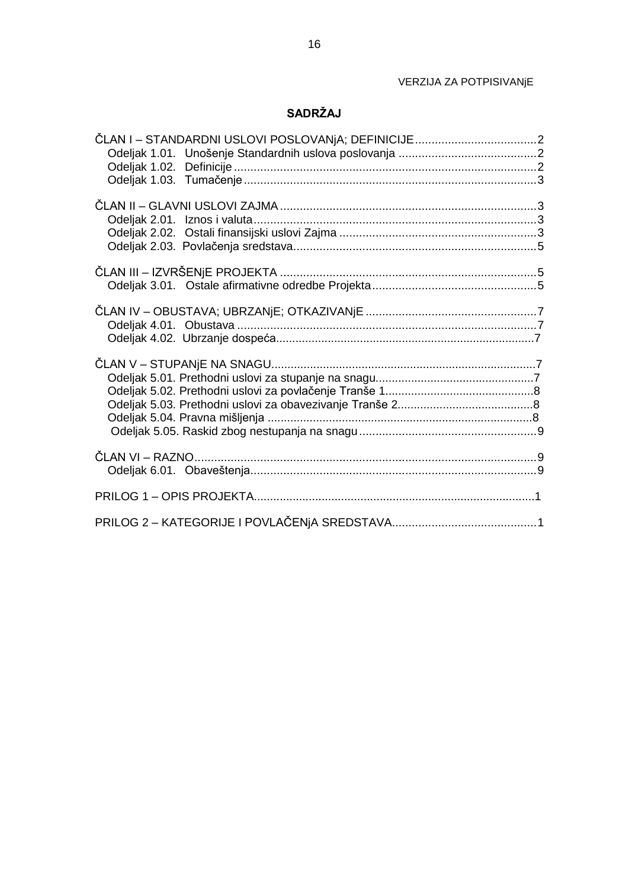VERZIJA ZA POTPISIVANjE

## SADRŽAJ

ČLAN I – STANDARDNI USLOVI POSLOVANjA; DEFINICIJE....................................2
- Odeljak 1.01. Unošenje Standardnih uslova poslovanja ..........................................2
- Odeljak 1.02. Definicije ...........................................................................................2
- Odeljak 1.03. Tumačenje ........................................................................................3

ČLAN II – GLAVNI USLOVI ZAJMA ............................................................................3
- Odeljak 2.01. Iznos i valuta.....................................................................................3
- Odeljak 2.02. Ostali finansijski uslovi Zajma ............................................................3
- Odeljak 2.03. Povlačenja sredstava..........................................................................5

ČLAN III – IZVRŠENjE PROJEKTA ............................................................................5
- Odeljak 3.01. Ostale afirmativne odredbe Projekta..................................................5

ČLAN IV – OBUSTAVA; UBRZANjE; OTKAZIVANjE ...................................................7
- Odeljak 4.01. Obustava ...........................................................................................7
- Odeljak 4.02. Ubrzanje dospeća...............................................................................7

ČLAN V – STUPANjE NA SNAGU................................................................................7
- Odeljak 5.01. Prethodni uslovi za stupanje na snagu................................................7
- Odeljak 5.02. Prethodni uslovi za povlačenje Tranše 1.............................................8
- Odeljak 5.03. Prethodni uslovi za obavezivanje Tranše 2.........................................8
- Odeljak 5.04. Pravna mišljenja ................................................................................8
- Odeljak 5.05. Raskid zbog nestupanja na snagu ......................................................9

ČLAN VI – RAZNO.......................................................................................................9
- Odeljak 6.01. Obaveštenja.......................................................................................9

PRILOG 1 – OPIS PROJEKTA.....................................................................................1

PRILOG 2 – KATEGORIJE I POVLAČENjA SREDSTAVA...........................................1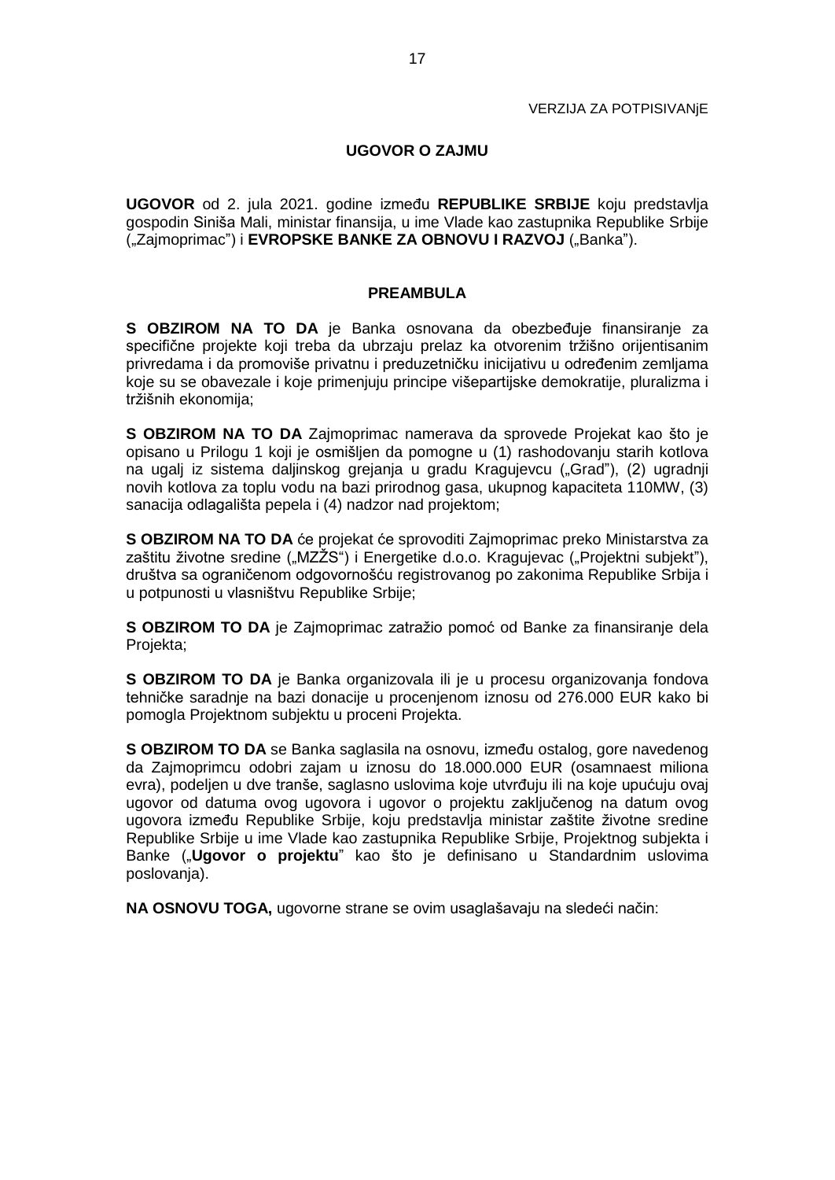VERZIJA ZA POTPISIVANjE

**UGOVOR O ZAJMU**

**UGOVOR** od 2. jula 2021. godine između **REPUBLIKE SRBIJE** koju predstavlja gospodin Siniša Mali, ministar finansija, u ime Vlade kao zastupnika Republike Srbije („Zajmoprimac”) i **EVROPSKE BANKE ZA OBNOVU I RAZVOJ** („Banka”).

**PREAMBULA**

**S OBZIROM NA TO DA** je Banka osnovana da obezbeđuje finansiranje za specifične projekte koji treba da ubrzaju prelaz ka otvorenim tržišno orijentisanim privredama i da promoviše privatnu i preduzetničku inicijativu u određenim zemljama koje su se obavezale i koje primenjuju principe višepartijske demokratije, pluralizma i tržišnih ekonomija;

**S OBZIROM NA TO DA** Zajmoprimac namerava da sprovede Projekat kao što je opisano u Prilogu 1 koji je osmišljen da pomogne u (1) rashodovanju starih kotlova na ugalj iz sistema daljinskog grejanja u gradu Kragujevcu („Grad”), (2) ugradnji novih kotlova za toplu vodu na bazi prirodnog gasa, ukupnog kapaciteta 110MW, (3) sanacija odlagališta pepela i (4) nadzor nad projektom;

**S OBZIROM NA TO DA** će projekat će sprovoditi Zajmoprimac preko Ministarstva za zaštitu životne sredine („MZŽS“) i Energetike d.o.o. Kragujevac („Projektni subjekt”), društva sa ograničenom odgovornošću registrovanog po zakonima Republike Srbija i u potpunosti u vlasništvu Republike Srbije;

**S OBZIROM TO DA** je Zajmoprimac zatražio pomoć od Banke za finansiranje dela Projekta;

**S OBZIROM TO DA** je Banka organizovala ili je u procesu organizovanja fondova tehničke saradnje na bazi donacije u procenjenom iznosu od 276.000 EUR kako bi pomogla Projektnom subjektu u proceni Projekta.

**S OBZIROM TO DA** se Banka saglasila na osnovu, između ostalog, gore navedenog da Zajmoprimcu odobri zajam u iznosu do 18.000.000 EUR (osamnaest miliona evra), podeljen u dve tranše, saglasno uslovima koje utvrđuju ili na koje upućuju ovaj ugovor od datuma ovog ugovora i ugovor o projektu zaključenog na datum ovog ugovora između Republike Srbije, koju predstavlja ministar zaštite životne sredine Republike Srbije u ime Vlade kao zastupnika Republike Srbije, Projektnog subjekta i Banke („**Ugovor o projektu**” kao što je definisano u Standardnim uslovima poslovanja).

**NA OSNOVU TOGA,** ugovorne strane se ovim usaglašavaju na sledeći način: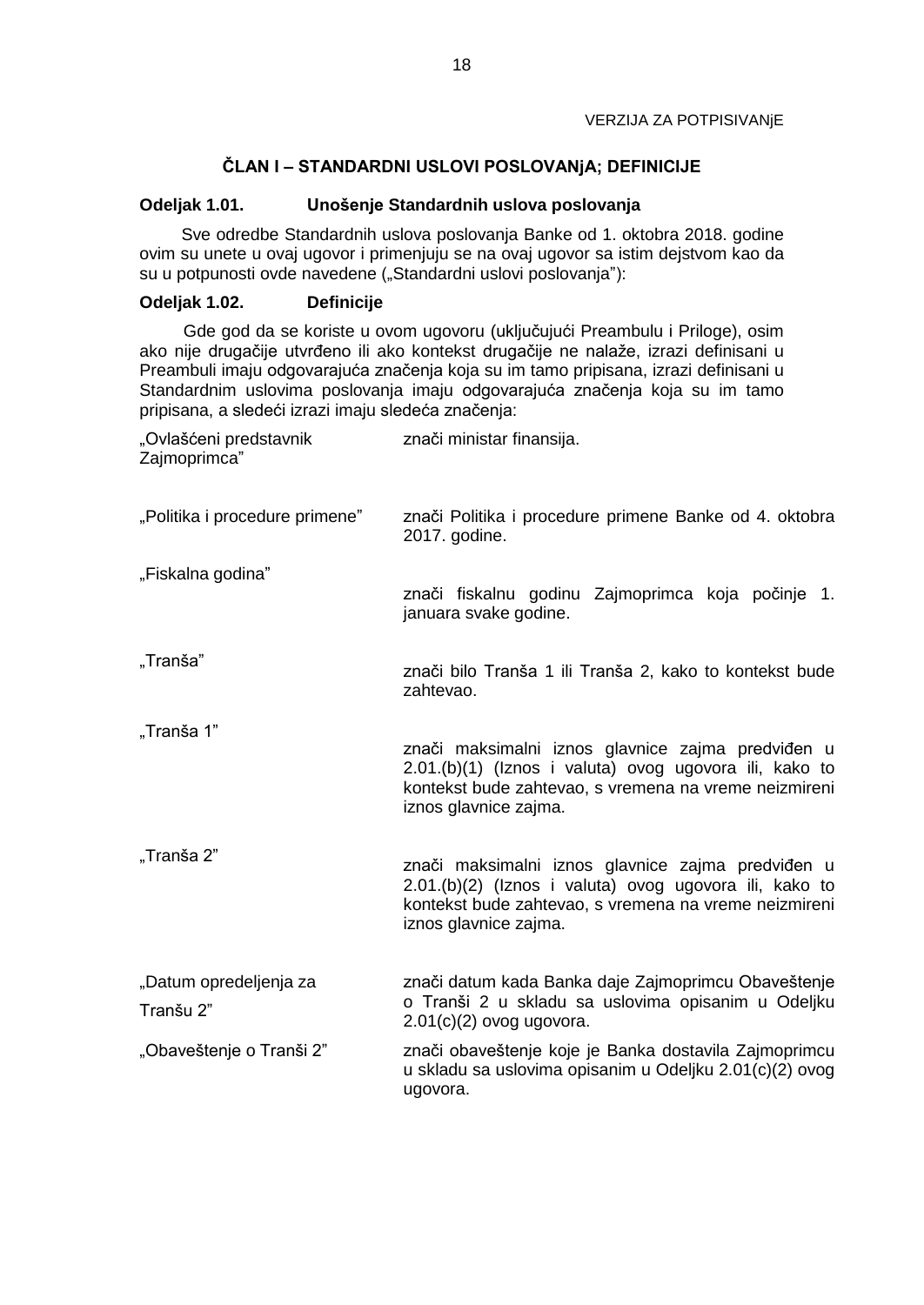VERZIJA ZA POTPISIVANjE

## ČLAN I – STANDARDNI USLOVI POSLOVANjA; DEFINICIJE

**Odeljak 1.01. Unošenje Standardnih uslova poslovanja**

Sve odredbe Standardnih uslova poslovanja Banke od 1. oktobra 2018. godine ovim su unete u ovaj ugovor i primenjuju se na ovaj ugovor sa istim dejstvom kao da su u potpunosti ovde navedene („Standardni uslovi poslovanja"):

**Odeljak 1.02. Definicije**

Gde god da se koriste u ovom ugovoru (uključujući Preambulu i Priloge), osim ako nije drugačije utvrđeno ili ako kontekst drugačije ne nalaže, izrazi definisani u Preambuli imaju odgovarajuća značenja koja su im tamo pripisana, izrazi definisani u Standardnim uslovima poslovanja imaju odgovarajuća značenja koja su im tamo pripisana, a sledeći izrazi imaju sledeća značenja:

„Ovlašćeni predstavnik Zajmoprimca" znači ministar finansija.

„Politika i procedure primene" znači Politika i procedure primene Banke od 4. oktobra 2017. godine.

„Fiskalna godina" znači fiskalnu godinu Zajmoprimca koja počinje 1. januara svake godine.

„Tranša" znači bilo Tranša 1 ili Tranša 2, kako to kontekst bude zahtevao.

„Tranša 1" znači maksimalni iznos glavnice zajma predviđen u 2.01.(b)(1) (Iznos i valuta) ovog ugovora ili, kako to kontekst bude zahtevao, s vremena na vreme neizmireni iznos glavnice zajma.

„Tranša 2" znači maksimalni iznos glavnice zajma predviđen u 2.01.(b)(2) (Iznos i valuta) ovog ugovora ili, kako to kontekst bude zahtevao, s vremena na vreme neizmireni iznos glavnice zajma.

„Datum opredeljenja za Tranšu 2" znači datum kada Banka daje Zajmoprimcu Obaveštenje o Tranši 2 u skladu sa uslovima opisanim u Odeljku 2.01(c)(2) ovog ugovora.

„Obaveštenje o Tranši 2" znači obaveštenje koje je Banka dostavila Zajmoprimcu u skladu sa uslovima opisanim u Odeljku 2.01(c)(2) ovog ugovora.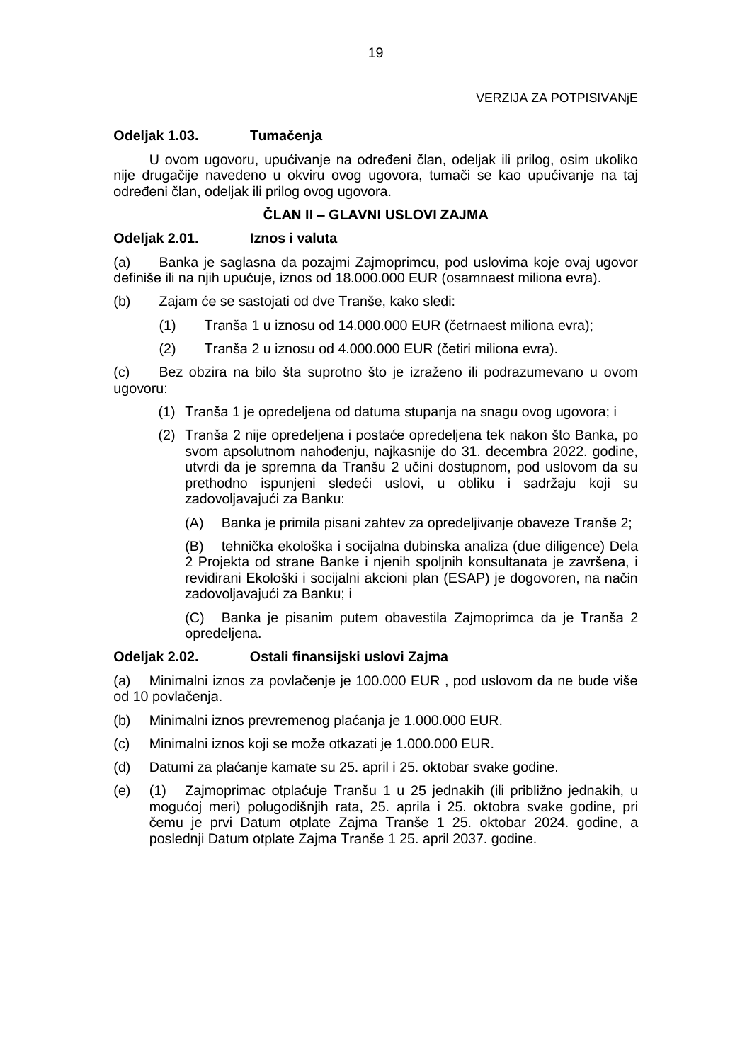**Odeljak 1.03. Tumačenja**

U ovom ugovoru, upućivanje na određeni član, odeljak ili prilog, osim ukoliko nije drugačije navedeno u okviru ovog ugovora, tumači se kao upućivanje na taj određeni član, odeljak ili prilog ovog ugovora.

## ČLAN II – GLAVNI USLOVI ZAJMA

**Odeljak 2.01. Iznos i valuta**

(a) Banka je saglasna da pozajmi Zajmoprimcu, pod uslovima koje ovaj ugovor definiše ili na njih upućuje, iznos od 18.000.000 EUR (osamnaest miliona evra).

(b) Zajam će se sastojati od dve Tranše, kako sledi:

(1) Tranša 1 u iznosu od 14.000.000 EUR (četrnaest miliona evra);

(2) Tranša 2 u iznosu od 4.000.000 EUR (četiri miliona evra).

(c) Bez obzira na bilo šta suprotno što je izraženo ili podrazumevano u ovom ugovoru:

(1) Tranša 1 je opredeljena od datuma stupanja na snagu ovog ugovora; i

(2) Tranša 2 nije opredeljena i postaće opredeljena tek nakon što Banka, po svom apsolutnom nahođenju, najkasnije do 31. decembra 2022. godine, utvrdi da je spremna da Tranšu 2 učini dostupnom, pod uslovom da su prethodno ispunjeni sledeći uslovi, u obliku i sadržaju koji su zadovoljavajući za Banku:

(A) Banka je primila pisani zahtev za opredeljivanje obaveze Tranše 2;

(B) tehnička ekološka i socijalna dubinska analiza (due diligence) Dela 2 Projekta od strane Banke i njenih spoljnih konsultanata je završena, i revidirani Ekološki i socijalni akcioni plan (ESAP) je dogovoren, na način zadovoljavajući za Banku; i

(C) Banka je pisanim putem obavestila Zajmoprimca da je Tranša 2 opredeljena.

**Odeljak 2.02. Ostali finansijski uslovi Zajma**

(a) Minimalni iznos za povlačenje je 100.000 EUR , pod uslovom da ne bude više od 10 povlačenja.

(b) Minimalni iznos prevremenog plaćanja je 1.000.000 EUR.

(c) Minimalni iznos koji se može otkazati je 1.000.000 EUR.

(d) Datumi za plaćanje kamate su 25. april i 25. oktobar svake godine.

(e) (1) Zajmoprimac otplaćuje Tranšu 1 u 25 jednakih (ili približno jednakih, u mogućoj meri) polugodišnjih rata, 25. aprila i 25. oktobra svake godine, pri čemu je prvi Datum otplate Zajma Tranše 1 25. oktobar 2024. godine, a poslednji Datum otplate Zajma Tranše 1 25. april 2037. godine.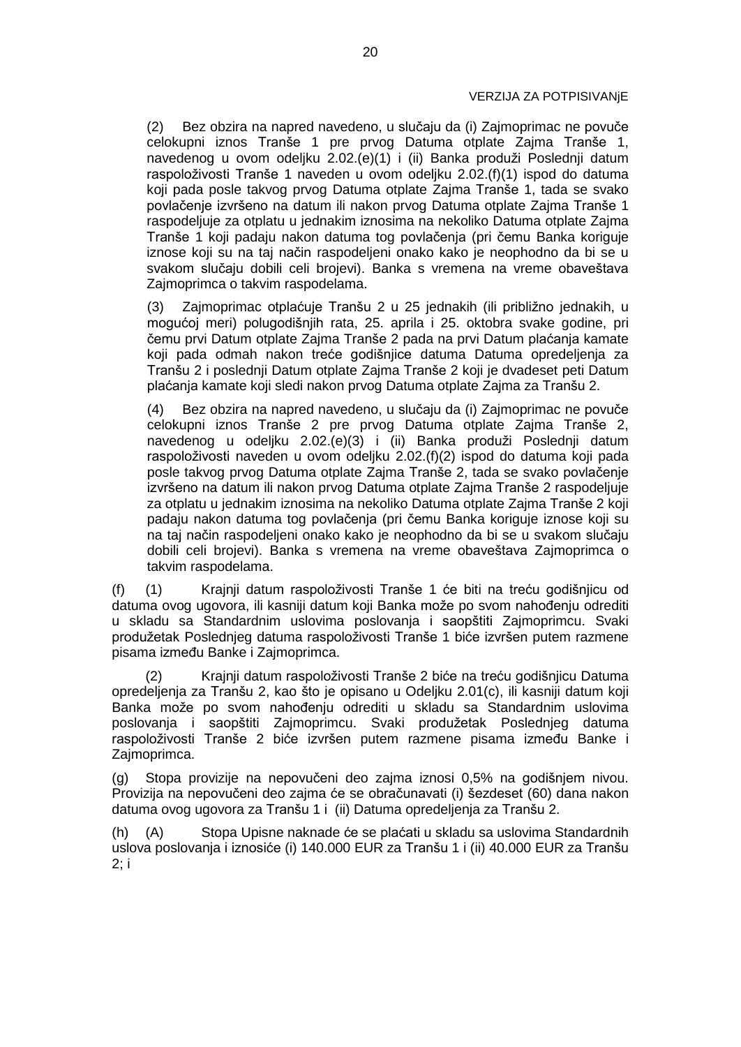(2) Bez obzira na napred navedeno, u slučaju da (i) Zajmoprimac ne povuče celokupni iznos Tranše 1 pre prvog Datuma otplate Zajma Tranše 1, navedenog u ovom odeljku 2.02.(e)(1) i (ii) Banka produži Poslednji datum raspoloživosti Tranše 1 naveden u ovom odeljku 2.02.(f)(1) ispod do datuma koji pada posle takvog prvog Datuma otplate Zajma Tranše 1, tada se svako povlačenje izvršeno na datum ili nakon prvog Datuma otplate Zajma Tranše 1 raspodeljuje za otplatu u jednakim iznosima na nekoliko Datuma otplate Zajma Tranše 1 koji padaju nakon datuma tog povlačenja (pri čemu Banka koriguje iznose koji su na taj način raspodeljeni onako kako je neophodno da bi se u svakom slučaju dobili celi brojevi). Banka s vremena na vreme obaveštava Zajmoprimca o takvim raspodelama.

(3) Zajmoprimac otplaćuje Tranšu 2 u 25 jednakih (ili približno jednakih, u mogućoj meri) polugodišnjih rata, 25. aprila i 25. oktobra svake godine, pri čemu prvi Datum otplate Zajma Tranše 2 pada na prvi Datum plaćanja kamate koji pada odmah nakon treće godišnjice datuma Datuma opredeljenja za Tranšu 2 i poslednji Datum otplate Zajma Tranše 2 koji je dvadeset peti Datum plaćanja kamate koji sledi nakon prvog Datuma otplate Zajma za Tranšu 2.

(4) Bez obzira na napred navedeno, u slučaju da (i) Zajmoprimac ne povuče celokupni iznos Tranše 2 pre prvog Datuma otplate Zajma Tranše 2, navedenog u odeljku 2.02.(e)(3) i (ii) Banka produži Poslednji datum raspoloživosti naveden u ovom odeljku 2.02.(f)(2) ispod do datuma koji pada posle takvog prvog Datuma otplate Zajma Tranše 2, tada se svako povlačenje izvršeno na datum ili nakon prvog Datuma otplate Zajma Tranše 2 raspodeljuje za otplatu u jednakim iznosima na nekoliko Datuma otplate Zajma Tranše 2 koji padaju nakon datuma tog povlačenja (pri čemu Banka koriguje iznose koji su na taj način raspodeljeni onako kako je neophodno da bi se u svakom slučaju dobili celi brojevi). Banka s vremena na vreme obaveštava Zajmoprimca o takvim raspodelama.

(f) (1) Krajnji datum raspoloživosti Tranše 1 će biti na treću godišnjicu od datuma ovog ugovora, ili kasniji datum koji Banka može po svom nahođenju odrediti u skladu sa Standardnim uslovima poslovanja i saopštiti Zajmoprimcu. Svaki produžetak Poslednjeg datuma raspoloživosti Tranše 1 biće izvršen putem razmene pisama između Banke i Zajmoprimca.

(2) Krajnji datum raspoloživosti Tranše 2 biće na treću godišnjicu Datuma opredeljenja za Tranšu 2, kao što je opisano u Odeljku 2.01(c), ili kasniji datum koji Banka može po svom nahođenju odrediti u skladu sa Standardnim uslovima poslovanja i saopštiti Zajmoprimcu. Svaki produžetak Poslednjeg datuma raspoloživosti Tranše 2 biće izvršen putem razmene pisama između Banke i Zajmoprimca.

(g) Stopa provizije na nepovučeni deo zajma iznosi 0,5% na godišnjem nivou. Provizija na nepovučeni deo zajma će se obračunavati (i) šezdeset (60) dana nakon datuma ovog ugovora za Tranšu 1 i (ii) Datuma opredeljenja za Tranšu 2.

(h) (A) Stopa Upisne naknade će se plaćati u skladu sa uslovima Standardnih uslova poslovanja i iznosiće (i) 140.000 EUR za Tranšu 1 i (ii) 40.000 EUR za Tranšu 2; i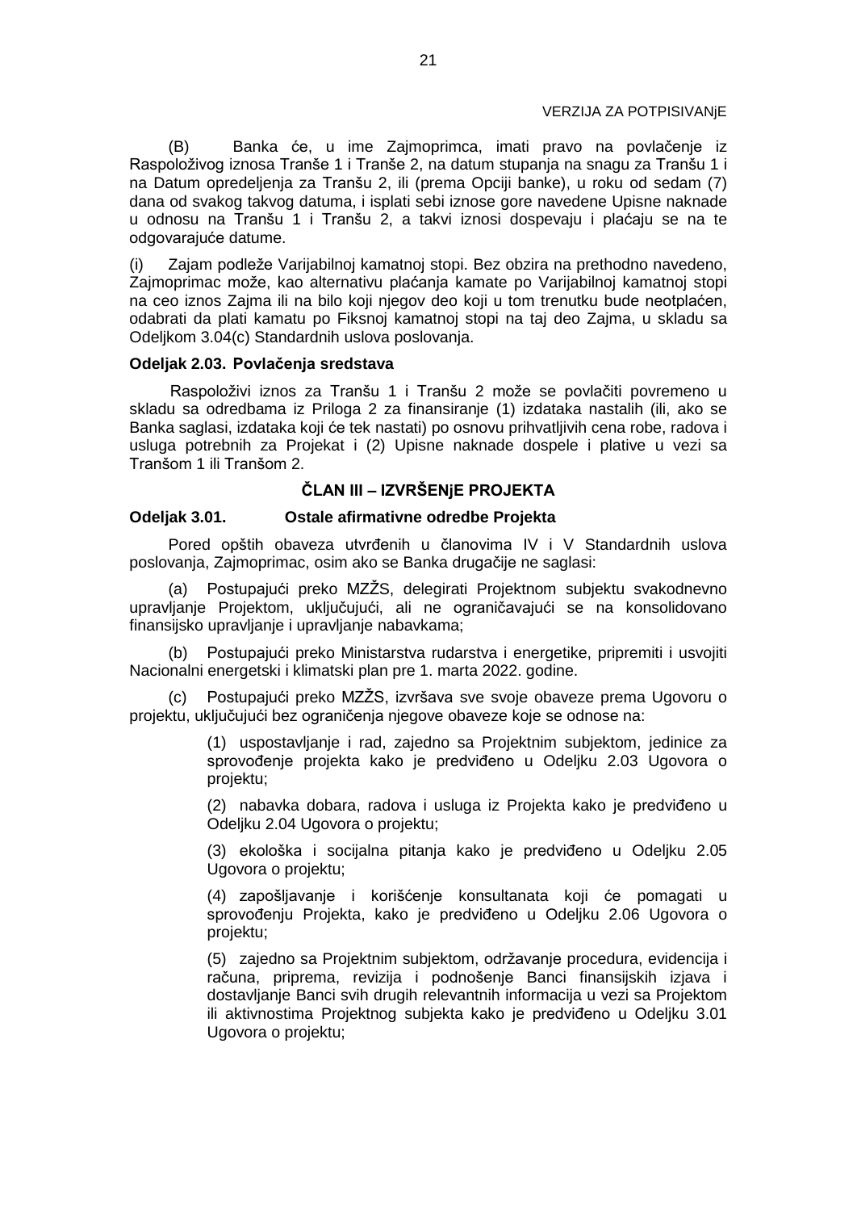(B) Banka će, u ime Zajmoprimca, imati pravo na povlačenje iz Raspoloživog iznosa Tranše 1 i Tranše 2, na datum stupanja na snagu za Tranšu 1 i na Datum opredeljenja za Tranšu 2, ili (prema Opciji banke), u roku od sedam (7) dana od svakog takvog datuma, i isplati sebi iznose gore navedene Upisne naknade u odnosu na Tranšu 1 i Tranšu 2, a takvi iznosi dospevaju i plaćaju se na te odgovarajuće datume.

(i) Zajam podleže Varijabilnoj kamatnoj stopi. Bez obzira na prethodno navedeno, Zajmoprimac može, kao alternativu plaćanja kamate po Varijabilnoj kamatnoj stopi na ceo iznos Zajma ili na bilo koji njegov deo koji u tom trenutku bude neotplaćen, odabrati da plati kamatu po Fiksnoj kamatnoj stopi na taj deo Zajma, u skladu sa Odeljkom 3.04(c) Standardnih uslova poslovanja.

**Odeljak 2.03. Povlačenja sredstava**

Raspoloživi iznos za Tranšu 1 i Tranšu 2 može se povlačiti povremeno u skladu sa odredbama iz Priloga 2 za finansiranje (1) izdataka nastalih (ili, ako se Banka saglasi, izdataka koji će tek nastati) po osnovu prihvatljivih cena robe, radova i usluga potrebnih za Projekat i (2) Upisne naknade dospele i plative u vezi sa Tranšom 1 ili Tranšom 2.

## ČLAN III – IZVRŠENjE PROJEKTA

**Odeljak 3.01. Ostale afirmativne odredbe Projekta**

Pored opštih obaveza utvrđenih u članovima IV i V Standardnih uslova poslovanja, Zajmoprimac, osim ako se Banka drugačije ne saglasi:

(a) Postupajući preko MZŽS, delegirati Projektnom subjektu svakodnevno upravljanje Projektom, uključujući, ali ne ograničavajući se na konsolidovano finansijsko upravljanje i upravljanje nabavkama;

(b) Postupajući preko Ministarstva rudarstva i energetike, pripremiti i usvojiti Nacionalni energetski i klimatski plan pre 1. marta 2022. godine.

(c) Postupajući preko MZŽS, izvršava sve svoje obaveze prema Ugovoru o projektu, uključujući bez ograničenja njegove obaveze koje se odnose na:

(1) uspostavljanje i rad, zajedno sa Projektnim subjektom, jedinice za sprovođenje projekta kako je predviđeno u Odeljku 2.03 Ugovora o projektu;

(2) nabavka dobara, radova i usluga iz Projekta kako je predviđeno u Odeljku 2.04 Ugovora o projektu;

(3) ekološka i socijalna pitanja kako je predviđeno u Odeljku 2.05 Ugovora o projektu;

(4) zapošljavanje i korišćenje konsultanata koji će pomagati u sprovođenju Projekta, kako je predviđeno u Odeljku 2.06 Ugovora o projektu;

(5) zajedno sa Projektnim subjektom, održavanje procedura, evidencija i računa, priprema, revizija i podnošenje Banci finansijskih izjava i dostavljanje Banci svih drugih relevantnih informacija u vezi sa Projektom ili aktivnostima Projektnog subjekta kako je predviđeno u Odeljku 3.01 Ugovora o projektu;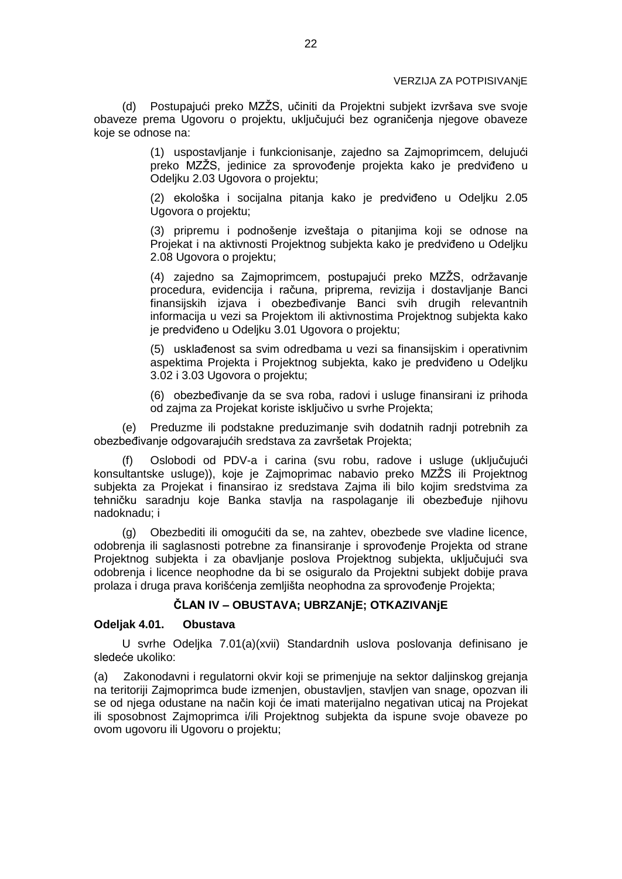(d) Postupajući preko MZŽS, učiniti da Projektni subjekt izvršava sve svoje obaveze prema Ugovoru o projektu, uključujući bez ograničenja njegove obaveze koje se odnose na:

> (1) uspostavljanje i funkcionisanje, zajedno sa Zajmoprimcem, delujući preko MZŽS, jedinice za sprovođenje projekta kako je predviđeno u Odeljku 2.03 Ugovora o projektu;
>
> (2) ekološka i socijalna pitanja kako je predviđeno u Odeljku 2.05 Ugovora o projektu;
>
> (3) pripremu i podnošenje izveštaja o pitanjima koji se odnose na Projekat i na aktivnosti Projektnog subjekta kako je predviđeno u Odeljku 2.08 Ugovora o projektu;
>
> (4) zajedno sa Zajmoprimcem, postupajući preko MZŽS, održavanje procedura, evidencija i računa, priprema, revizija i dostavljanje Banci finansijskih izjava i obezbeđivanje Banci svih drugih relevantnih informacija u vezi sa Projektom ili aktivnostima Projektnog subjekta kako je predviđeno u Odeljku 3.01 Ugovora o projektu;
>
> (5) usklađenost sa svim odredbama u vezi sa finansijskim i operativnim aspektima Projekta i Projektnog subjekta, kako je predviđeno u Odeljku 3.02 i 3.03 Ugovora o projektu;
>
> (6) obezbeđivanje da se sva roba, radovi i usluge finansirani iz prihoda od zajma za Projekat koriste isključivo u svrhe Projekta;

(e) Preduzme ili podstakne preduzimanje svih dodatnih radnji potrebnih za obezbeđivanje odgovarajućih sredstava za završetak Projekta;

(f) Oslobodi od PDV-a i carina (svu robu, radove i usluge (uključujući konsultantske usluge)), koje je Zajmoprimac nabavio preko MZŽS ili Projektnog subjekta za Projekat i finansirao iz sredstava Zajma ili bilo kojim sredstvima za tehničku saradnju koje Banka stavlja na raspolaganje ili obezbeđuje njihovu nadoknadu; i

(g) Obezbediti ili omogućiti da se, na zahtev, obezbede sve vladine licence, odobrenja ili saglasnosti potrebne za finansiranje i sprovođenje Projekta od strane Projektnog subjekta i za obavljanje poslova Projektnog subjekta, uključujući sva odobrenja i licence neophodne da bi se osiguralo da Projektni subjekt dobije prava prolaza i druga prava korišćenja zemljišta neophodna za sprovođenje Projekta;

## ČLAN IV – OBUSTAVA; UBRZANjE; OTKAZIVANjE

**Odeljak 4.01. Obustava**

U svrhe Odeljka 7.01(a)(xvii) Standardnih uslova poslovanja definisano je sledeće ukoliko:

(a) Zakonodavni i regulatorni okvir koji se primenjuje na sektor daljinskog grejanja na teritoriji Zajmoprimca bude izmenjen, obustavljen, stavljen van snage, opozvan ili se od njega odustane na način koji će imati materijalno negativan uticaj na Projekat ili sposobnost Zajmoprimca i/ili Projektnog subjekta da ispune svoje obaveze po ovom ugovoru ili Ugovoru o projektu;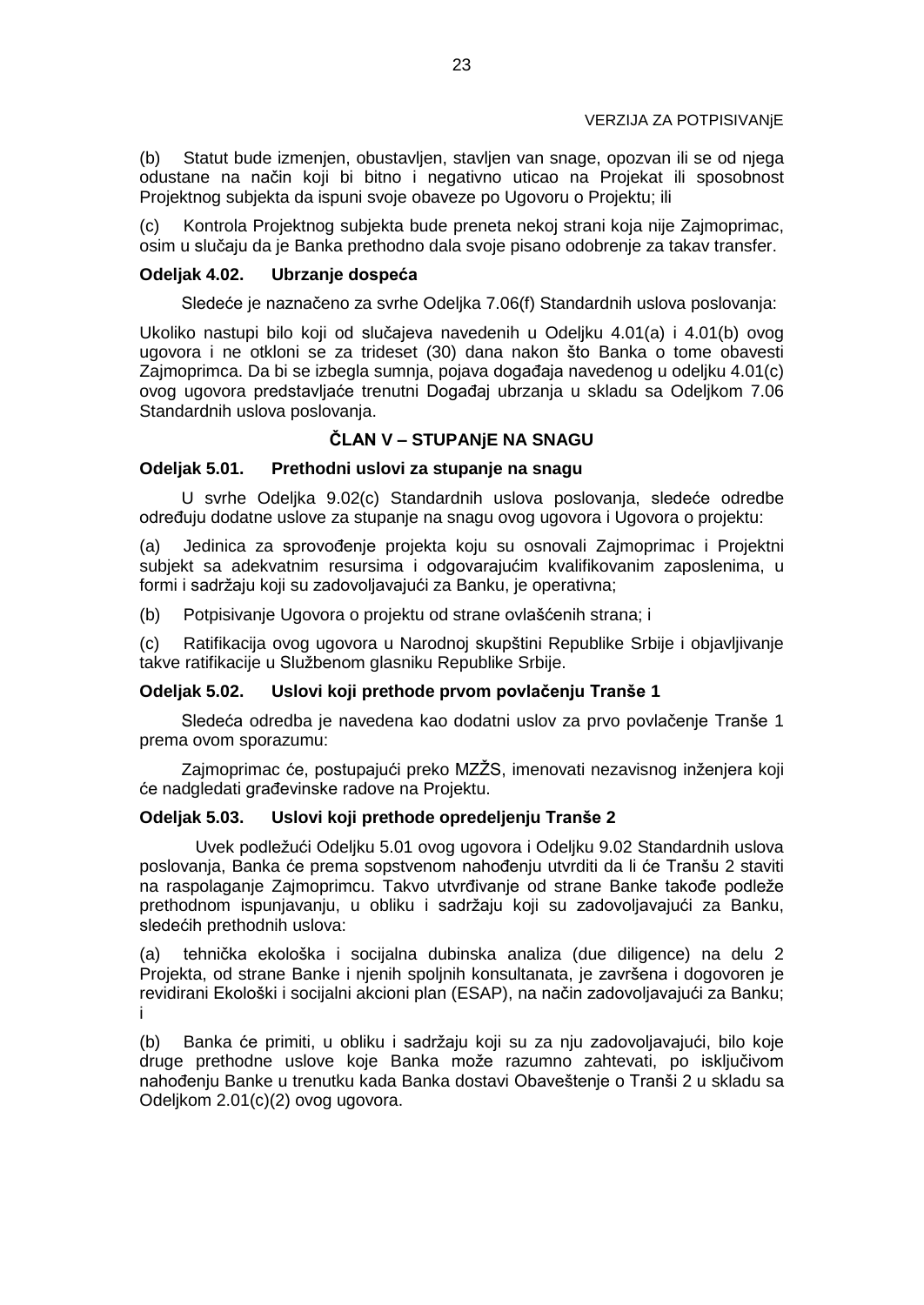(b) Statut bude izmenjen, obustavljen, stavljen van snage, opozvan ili se od njega odustane na način koji bi bitno i negativno uticao na Projekat ili sposobnost Projektnog subjekta da ispuni svoje obaveze po Ugovoru o Projektu; ili

(c) Kontrola Projektnog subjekta bude preneta nekoj strani koja nije Zajmoprimac, osim u slučaju da je Banka prethodno dala svoje pisano odobrenje za takav transfer.

**Odeljak 4.02. Ubrzanje dospeća**

Sledeće je naznačeno za svrhe Odeljka 7.06(f) Standardnih uslova poslovanja:

Ukoliko nastupi bilo koji od slučajeva navedenih u Odeljku 4.01(a) i 4.01(b) ovog ugovora i ne otkloni se za trideset (30) dana nakon što Banka o tome obavesti Zajmoprimca. Da bi se izbegla sumnja, pojava događaja navedenog u odeljku 4.01(c) ovog ugovora predstavljaće trenutni Događaj ubrzanja u skladu sa Odeljkom 7.06 Standardnih uslova poslovanja.

## ČLAN V – STUPANjE NA SNAGU

**Odeljak 5.01. Prethodni uslovi za stupanje na snagu**

U svrhe Odeljka 9.02(c) Standardnih uslova poslovanja, sledeće odredbe određuju dodatne uslove za stupanje na snagu ovog ugovora i Ugovora o projektu:

(a) Jedinica za sprovođenje projekta koju su osnovali Zajmoprimac i Projektni subjekt sa adekvatnim resursima i odgovarajućim kvalifikovanim zaposlenima, u formi i sadržaju koji su zadovoljavajući za Banku, je operativna;

(b) Potpisivanje Ugovora o projektu od strane ovlašćenih strana; i

(c) Ratifikacija ovog ugovora u Narodnoj skupštini Republike Srbije i objavljivanje takve ratifikacije u Službenom glasniku Republike Srbije.

**Odeljak 5.02. Uslovi koji prethode prvom povlačenju Tranše 1**

Sledeća odredba je navedena kao dodatni uslov za prvo povlačenje Tranše 1 prema ovom sporazumu:

Zajmoprimac će, postupajući preko MZŽS, imenovati nezavisnog inženjera koji će nadgledati građevinske radove na Projektu.

**Odeljak 5.03. Uslovi koji prethode opredeljenju Tranše 2**

Uvek podležući Odeljku 5.01 ovog ugovora i Odeljku 9.02 Standardnih uslova poslovanja, Banka će prema sopstvenom nahođenju utvrditi da li će Tranšu 2 staviti na raspolaganje Zajmoprimcu. Takvo utvrđivanje od strane Banke takođe podleže prethodnom ispunjavanju, u obliku i sadržaju koji su zadovoljavajući za Banku, sledećih prethodnih uslova:

(a) tehnička ekološka i socijalna dubinska analiza (due diligence) na delu 2 Projekta, od strane Banke i njenih spoljnih konsultanata, je završena i dogovoren je revidirani Ekološki i socijalni akcioni plan (ESAP), na način zadovoljavajući za Banku; i

(b) Banka će primiti, u obliku i sadržaju koji su za nju zadovoljavajući, bilo koje druge prethodne uslove koje Banka može razumno zahtevati, po isključivom nahođenju Banke u trenutku kada Banka dostavi Obaveštenje o Tranši 2 u skladu sa Odeljkom 2.01(c)(2) ovog ugovora.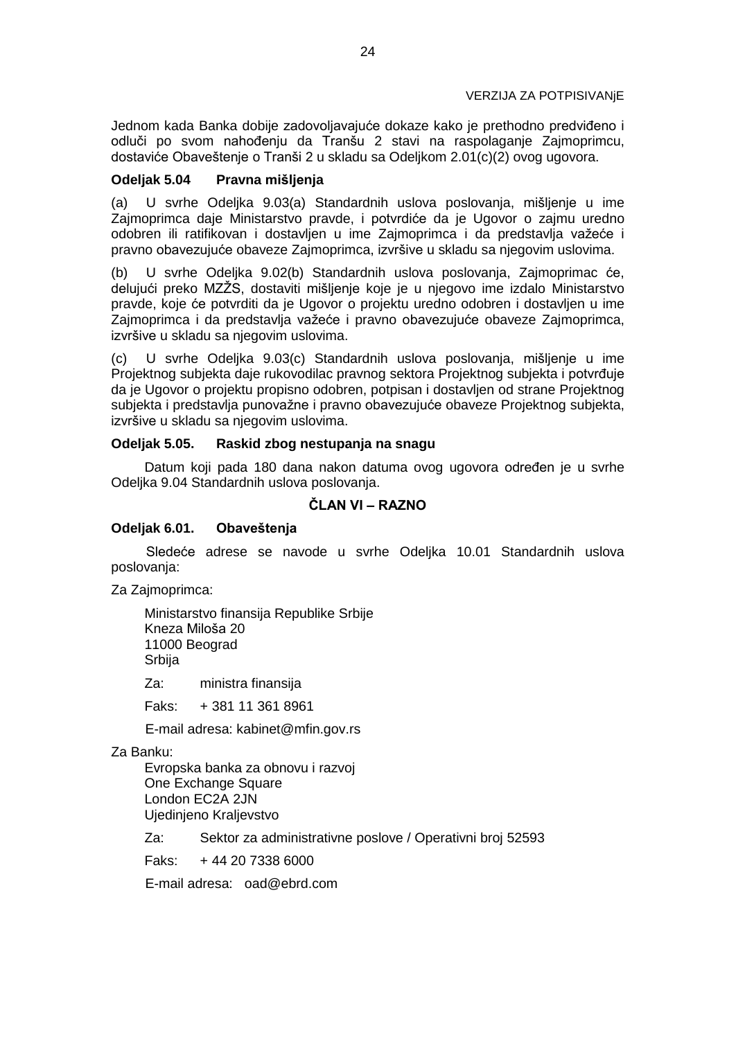Jednom kada Banka dobije zadovoljavajuće dokaze kako je prethodno predviđeno i odluči po svom nahođenju da Tranšu 2 stavi na raspolaganje Zajmoprimcu, dostaviće Obaveštenje o Tranši 2 u skladu sa Odeljkom 2.01(c)(2) ovog ugovora.

**Odeljak 5.04 Pravna mišljenja**

(a) U svrhe Odeljka 9.03(a) Standardnih uslova poslovanja, mišljenje u ime Zajmoprimca daje Ministarstvo pravde, i potvrdiće da je Ugovor o zajmu uredno odobren ili ratifikovan i dostavljen u ime Zajmoprimca i da predstavlja važeće i pravno obavezujuće obaveze Zajmoprimca, izvršive u skladu sa njegovim uslovima.

(b) U svrhe Odeljka 9.02(b) Standardnih uslova poslovanja, Zajmoprimac će, delujući preko MZŽS, dostaviti mišljenje koje je u njegovo ime izdalo Ministarstvo pravde, koje će potvrditi da je Ugovor o projektu uredno odobren i dostavljen u ime Zajmoprimca i da predstavlja važeće i pravno obavezujuće obaveze Zajmoprimca, izvršive u skladu sa njegovim uslovima.

(c) U svrhe Odeljka 9.03(c) Standardnih uslova poslovanja, mišljenje u ime Projektnog subjekta daje rukovodilac pravnog sektora Projektnog subjekta i potvrđuje da je Ugovor o projektu propisno odobren, potpisan i dostavljen od strane Projektnog subjekta i predstavlja punovažne i pravno obavezujuće obaveze Projektnog subjekta, izvršive u skladu sa njegovim uslovima.

**Odeljak 5.05. Raskid zbog nestupanja na snagu**

Datum koji pada 180 dana nakon datuma ovog ugovora određen je u svrhe Odeljka 9.04 Standardnih uslova poslovanja.

## ČLAN VI – RAZNO

**Odeljak 6.01. Obaveštenja**

Sledeće adrese se navode u svrhe Odeljka 10.01 Standardnih uslova poslovanja:

Za Zajmoprimca:

Ministarstvo finansija Republike Srbije
Kneza Miloša 20
11000 Beograd
Srbija

Za: ministra finansija

Faks: + 381 11 361 8961

E-mail adresa: kabinet@mfin.gov.rs

Za Banku:

Evropska banka za obnovu i razvoj
One Exchange Square
London EC2A 2JN
Ujedinjeno Kraljevstvo

Za: Sektor za administrativne poslove / Operativni broj 52593

Faks: + 44 20 7338 6000

E-mail adresa: oad@ebrd.com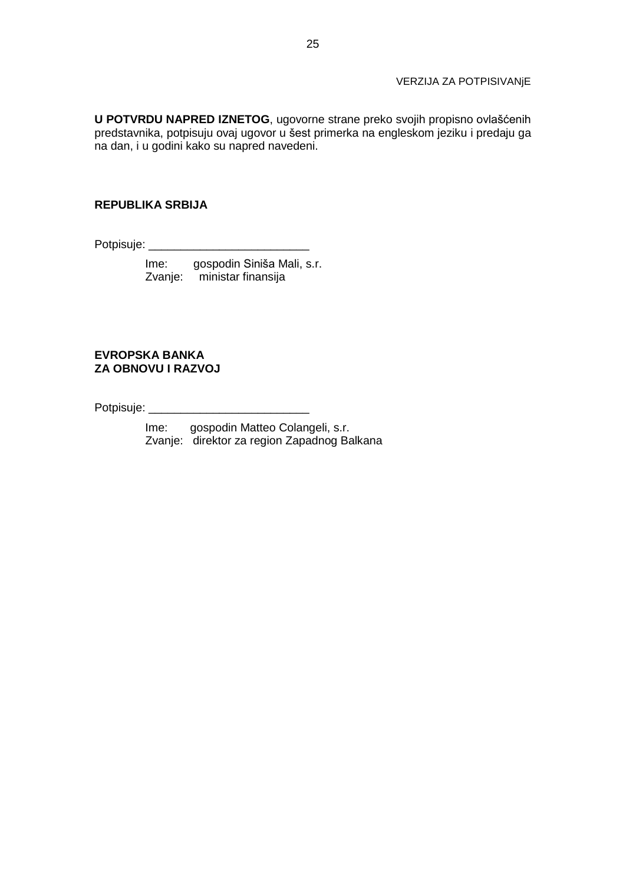VERZIJA ZA POTPISIVANjE

**U POTVRDU NAPRED IZNETOG**, ugovorne strane preko svojih propisno ovlašćenih predstavnika, potpisuju ovaj ugovor u šest primerka na engleskom jeziku i predaju ga na dan, i u godini kako su napred navedeni.

**REPUBLIKA SRBIJA**

Potpisuje: _________________________

Ime: gospodin Siniša Mali, s.r.
Zvanje: ministar finansija

**EVROPSKA BANKA**
**ZA OBNOVU I RAZVOJ**

Potpisuje: _________________________

Ime: gospodin Matteo Colangeli, s.r.
Zvanje: direktor za region Zapadnog Balkana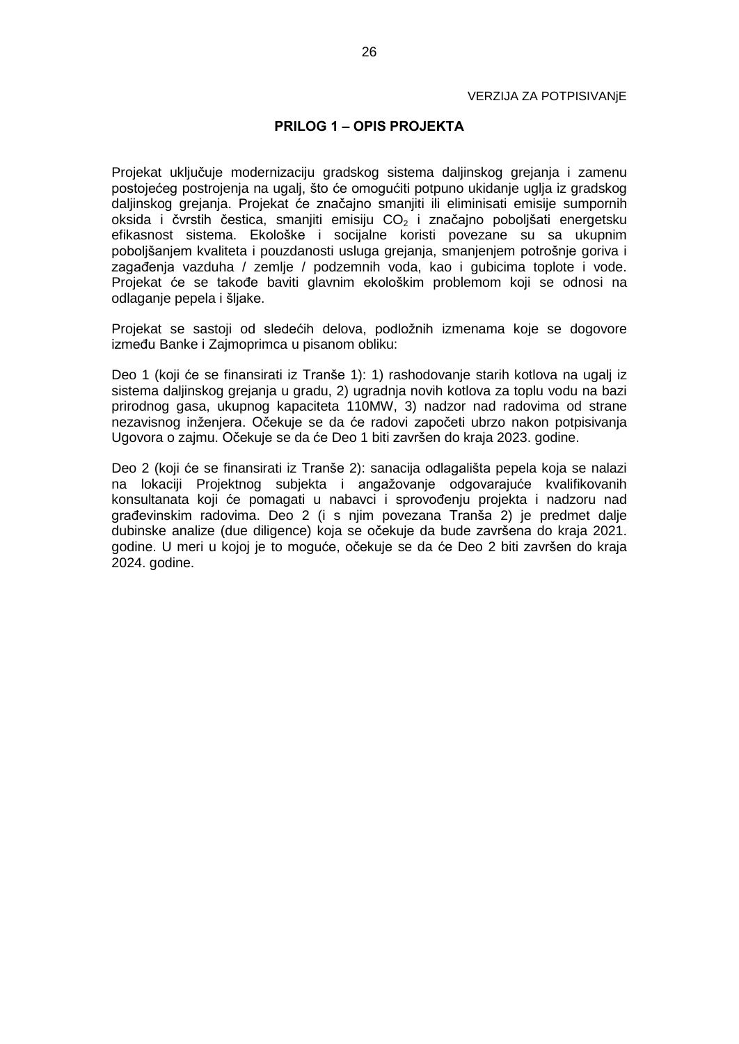VERZIJA ZA POTPISIVANjE

## PRILOG 1 – OPIS PROJEKTA

Projekat uključuje modernizaciju gradskog sistema daljinskog grejanja i zamenu postojećeg postrojenja na ugalj, što će omogućiti potpuno ukidanje uglja iz gradskog daljinskog grejanja. Projekat će značajno smanjiti ili eliminisati emisije sumpornih oksida i čvrstih čestica, smanjiti emisiju $CO_2$ i značajno poboljšati energetsku efikasnost sistema. Ekološke i socijalne koristi povezane su sa ukupnim poboljšanjem kvaliteta i pouzdanosti usluga grejanja, smanjenjem potrošnje goriva i zagađenja vazduha / zemlje / podzemnih voda, kao i gubicima toplote i vode. Projekat će se takođe baviti glavnim ekološkim problemom koji se odnosi na odlaganje pepela i šljake.

Projekat se sastoji od sledećih delova, podložnih izmenama koje se dogovore između Banke i Zajmoprimca u pisanom obliku:

Deo 1 (koji će se finansirati iz Tranše 1): 1) rashodovanje starih kotlova na ugalj iz sistema daljinskog grejanja u gradu, 2) ugradnja novih kotlova za toplu vodu na bazi prirodnog gasa, ukupnog kapaciteta 110MW, 3) nadzor nad radovima od strane nezavisnog inženjera. Očekuje se da će radovi započeti ubrzo nakon potpisivanja Ugovora o zajmu. Očekuje se da će Deo 1 biti završen do kraja 2023. godine.

Deo 2 (koji će se finansirati iz Tranše 2): sanacija odlagališta pepela koja se nalazi na lokaciji Projektnog subjekta i angažovanje odgovarajuće kvalifikovanih konsultanata koji će pomagati u nabavci i sprovođenju projekta i nadzoru nad građevinskim radovima. Deo 2 (i s njim povezana Tranša 2) je predmet dalje dubinske analize (due diligence) koja se očekuje da bude završena do kraja 2021. godine. U meri u kojoj je to moguće, očekuje se da će Deo 2 biti završen do kraja 2024. godine.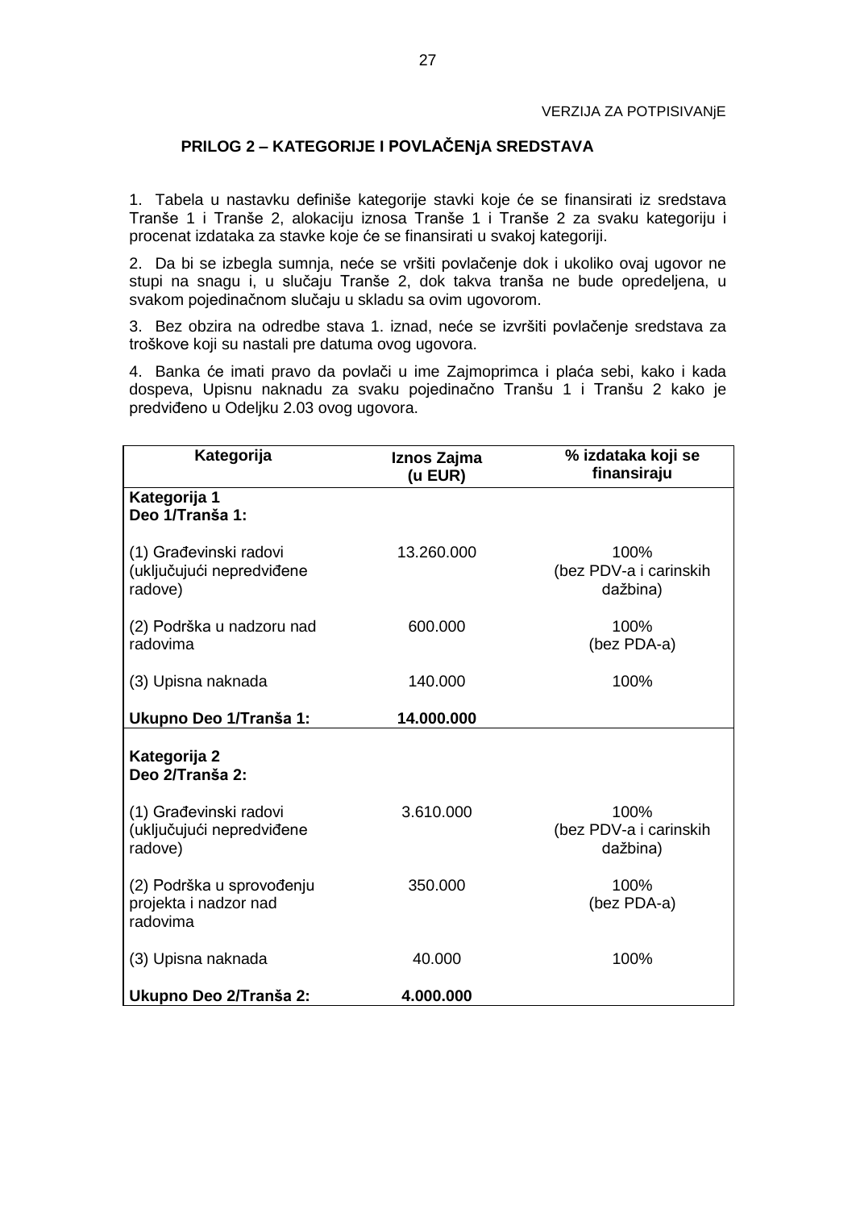VERZIJA ZA POTPISIVANjE

## PRILOG 2 – KATEGORIJE I POVLAČENjA SREDSTAVA

1. Tabela u nastavku definiše kategorije stavki koje će se finansirati iz sredstava Tranše 1 i Tranše 2, alokaciju iznosa Tranše 1 i Tranše 2 za svaku kategoriju i procenat izdataka za stavke koje će se finansirati u svakoj kategoriji.

2. Da bi se izbegla sumnja, neće se vršiti povlačenje dok i ukoliko ovaj ugovor ne stupi na snagu i, u slučaju Tranše 2, dok takva tranša ne bude opredeljena, u svakom pojedinačnom slučaju u skladu sa ovim ugovorom.

3. Bez obzira na odredbe stava 1. iznad, neće se izvršiti povlačenje sredstava za troškove koji su nastali pre datuma ovog ugovora.

4. Banka će imati pravo da povlači u ime Zajmoprimca i plaća sebi, kako i kada dospeva, Upisnu naknadu za svaku pojedinačno Tranšu 1 i Tranšu 2 kako je predviđeno u Odeljku 2.03 ovog ugovora.

| Kategorija | Iznos Zajma (u EUR) | % izdataka koji se finansiraju |
|---|---|---|
| **Kategorija 1 Deo 1/Tranša 1:** | | |
| (1) Građevinski radovi (uključujući nepredviđene radove) | 13.260.000 | 100% (bez PDV-a i carinskih dažbina) |
| (2) Podrška u nadzoru nad radovima | 600.000 | 100% (bez PDA-a) |
| (3) Upisna naknada | 140.000 | 100% |
| **Ukupno Deo 1/Tranša 1:** | **14.000.000** | |
| **Kategorija 2 Deo 2/Tranša 2:** | | |
| (1) Građevinski radovi (uključujući nepredviđene radove) | 3.610.000 | 100% (bez PDV-a i carinskih dažbina) |
| (2) Podrška u sprovođenju projekta i nadzor nad radovima | 350.000 | 100% (bez PDA-a) |
| (3) Upisna naknada | 40.000 | 100% |
| **Ukupno Deo 2/Tranša 2:** | **4.000.000** | |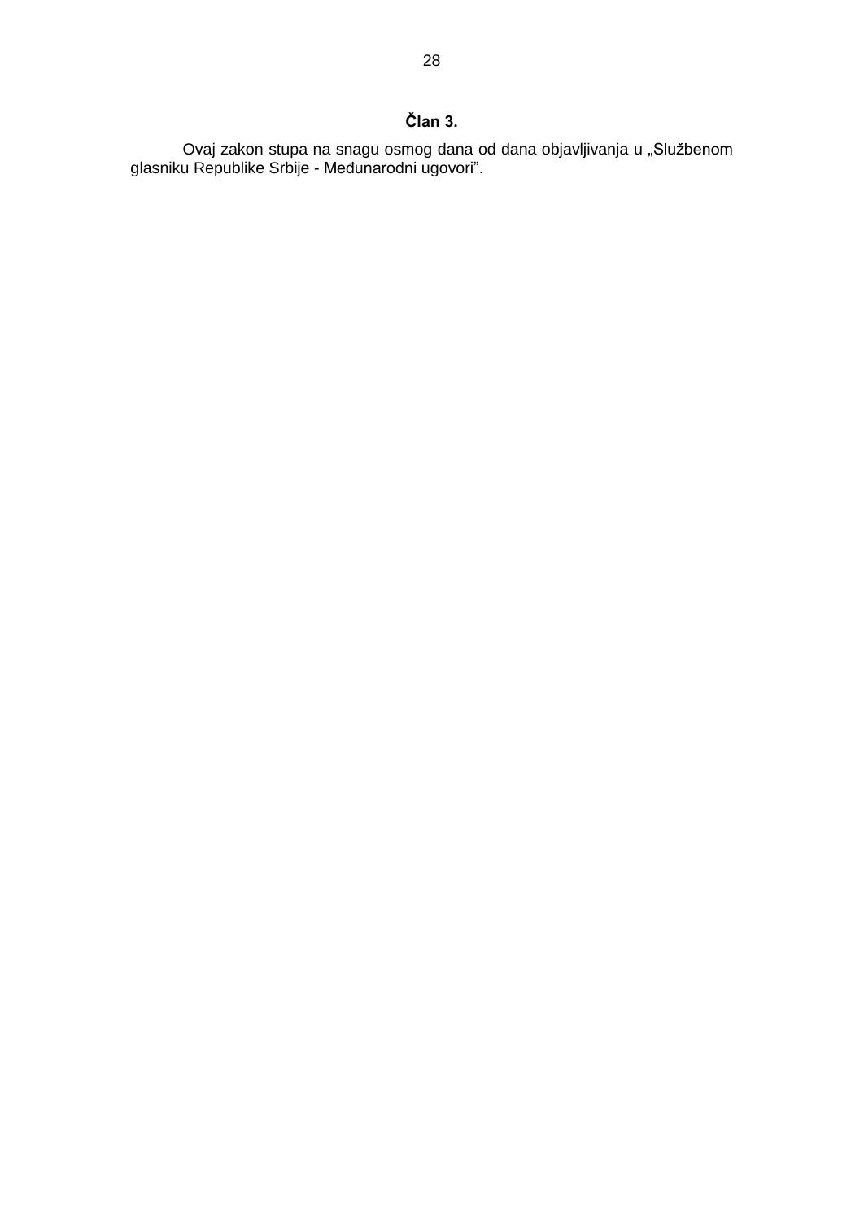**Član 3.**

Ovaj zakon stupa na snagu osmog dana od dana objavljivanja u „Službenom glasniku Republike Srbije - Međunarodni ugovori”.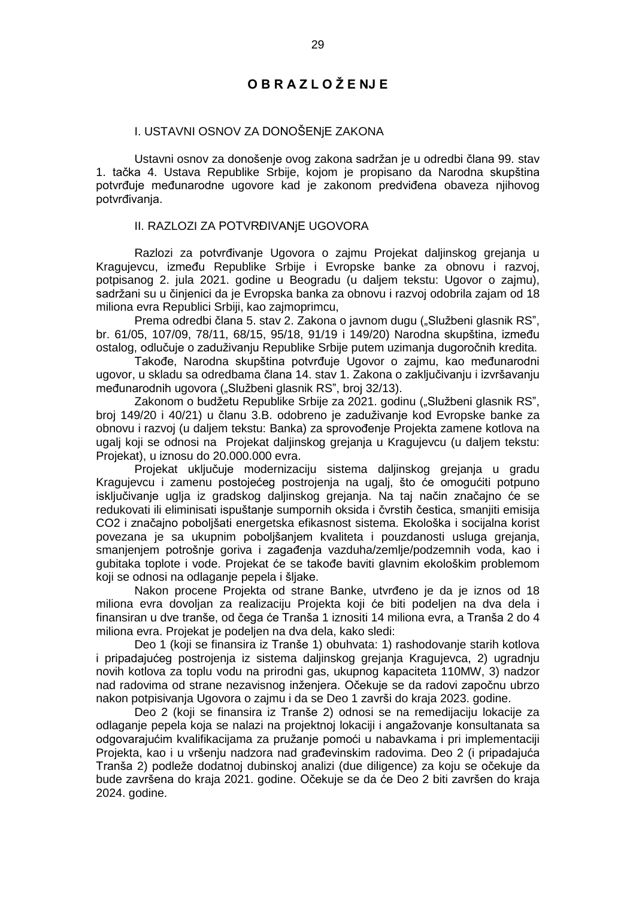# O B R A Z L O Ž E NJ E

## I. USTAVNI OSNOV ZA DONOŠENjE ZAKONA

Ustavni osnov za donošenje ovog zakona sadržan je u odredbi člana 99. stav 1. tačka 4. Ustava Republike Srbije, kojom je propisano da Narodna skupština potvrđuje međunarodne ugovore kad je zakonom predviđena obaveza njihovog potvrđivanja.

## II. RAZLOZI ZA POTVRĐIVANjE UGOVORA

Razlozi za potvrđivanje Ugovora o zajmu Projekat daljinskog grejanja u Kragujevcu, između Republike Srbije i Evropske banke za obnovu i razvoj, potpisanog 2. jula 2021. godine u Beogradu (u daljem tekstu: Ugovor o zajmu), sadržani su u činjenici da je Evropska banka za obnovu i razvoj odobrila zajam od 18 miliona evra Republici Srbiji, kao zajmoprimcu,

Prema odredbi člana 5. stav 2. Zakona o javnom dugu („Službeni glasnik RS", br. 61/05, 107/09, 78/11, 68/15, 95/18, 91/19 i 149/20) Narodna skupština, između ostalog, odlučuje o zaduživanju Republike Srbije putem uzimanja dugoročnih kredita.

Takođe, Narodna skupština potvrđuje Ugovor o zajmu, kao međunarodni ugovor, u skladu sa odredbama člana 14. stav 1. Zakona o zaključivanju i izvršavanju međunarodnih ugovora („Službeni glasnik RS", broj 32/13).

Zakonom o budžetu Republike Srbije za 2021. godinu („Službeni glasnik RS", broj 149/20 i 40/21) u članu 3.B. odobreno je zaduživanje kod Evropske banke za obnovu i razvoj (u daljem tekstu: Banka) za sprovođenje Projekta zamene kotlova na ugalj koji se odnosi na Projekat daljinskog grejanja u Kragujevcu (u daljem tekstu: Projekat), u iznosu do 20.000.000 evra.

Projekat uključuje modernizaciju sistema daljinskog grejanja u gradu Kragujevcu i zamenu postojećeg postrojenja na ugalj, što će omogućiti potpuno isključivanje uglja iz gradskog daljinskog grejanja. Na taj način značajno će se redukovati ili eliminisati ispuštanje sumpornih oksida i čvrstih čestica, smanjiti emisija $CO_2$ i značajno poboljšati energetska efikasnost sistema. Ekološka i socijalna korist povezana je sa ukupnim poboljšanjem kvaliteta i pouzdanosti usluga grejanja, smanjenjem potrošnje goriva i zagađenja vazduha/zemlje/podzemnih voda, kao i gubitaka toplote i vode. Projekat će se takođe baviti glavnim ekološkim problemom koji se odnosi na odlaganje pepela i šljake.

Nakon procene Projekta od strane Banke, utvrđeno je da je iznos od 18 miliona evra dovoljan za realizaciju Projekta koji će biti podeljen na dva dela i finansiran u dve tranše, od čega će Tranša 1 iznositi 14 miliona evra, a Tranša 2 do 4 miliona evra. Projekat je podeljen na dva dela, kako sledi:

Deo 1 (koji se finansira iz Tranše 1) obuhvata: 1) rashodovanje starih kotlova i pripadajućeg postrojenja iz sistema daljinskog grejanja Kragujevca, 2) ugradnju novih kotlova za toplu vodu na prirodni gas, ukupnog kapaciteta 110MW, 3) nadzor nad radovima od strane nezavisnog inženjera. Očekuje se da radovi započnu ubrzo nakon potpisivanja Ugovora o zajmu i da se Deo 1 završi do kraja 2023. godine.

Deo 2 (koji se finansira iz Tranše 2) odnosi se na remedijaciju lokacije za odlaganje pepela koja se nalazi na projektnoj lokaciji i angažovanje konsultanata sa odgovarajućim kvalifikacijama za pružanje pomoći u nabavkama i pri implementaciji Projekta, kao i u vršenju nadzora nad građevinskim radovima. Deo 2 (i pripadajuća Tranša 2) podleže dodatnoj dubinskoj analizi (due diligence) za koju se očekuje da bude završena do kraja 2021. godine. Očekuje se da će Deo 2 biti završen do kraja 2024. godine.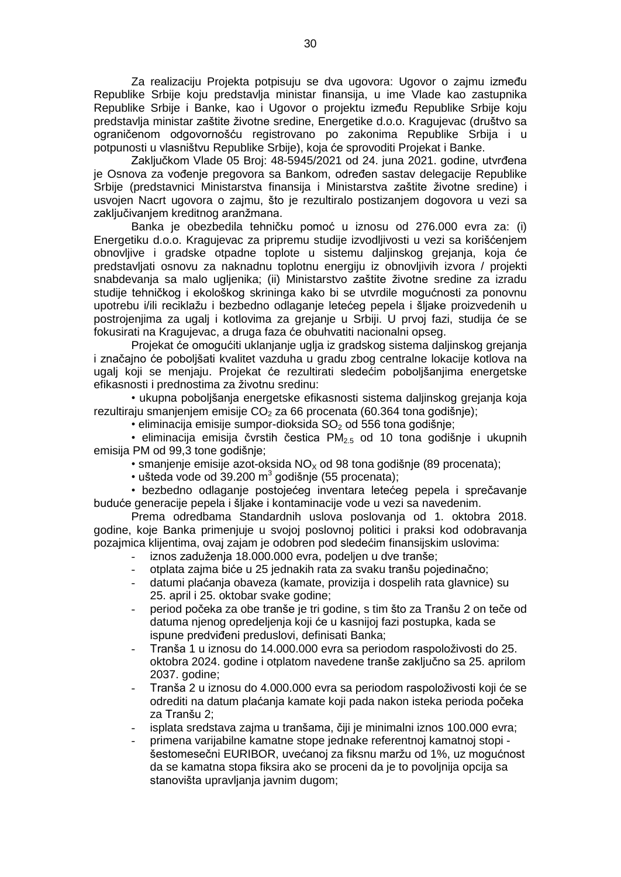Za realizaciju Projekta potpisuju se dva ugovora: Ugovor o zajmu između Republike Srbije koju predstavlja ministar finansija, u ime Vlade kao zastupnika Republike Srbije i Banke, kao i Ugovor o projektu između Republike Srbije koju predstavlja ministar zaštite životne sredine, Energetike d.o.o. Kragujevac (društvo sa ograničenom odgovornošću registrovano po zakonima Republike Srbija i u potpunosti u vlasništvu Republike Srbije), koja će sprovoditi Projekat i Banke.

Zaključkom Vlade 05 Broj: 48-5945/2021 od 24. juna 2021. godine, utvrđena je Osnova za vođenje pregovora sa Bankom, određen sastav delegacije Republike Srbije (predstavnici Ministarstva finansija i Ministarstva zaštite životne sredine) i usvojen Nacrt ugovora o zajmu, što je rezultiralo postizanjem dogovora u vezi sa zaključivanjem kreditnog aranžmana.

Banka je obezbedila tehničku pomoć u iznosu od 276.000 evra za: (i) Energetiku d.o.o. Kragujevac za pripremu studije izvodljivosti u vezi sa korišćenjem obnovljive i gradske otpadne toplote u sistemu daljinskog grejanja, koja će predstavljati osnovu za naknadnu toplotnu energiju iz obnovljivih izvora / projekti snabdevanja sa malo ugljenika; (ii) Ministarstvo zaštite životne sredine za izradu studije tehničkog i ekološkog skrininga kako bi se utvrdile mogućnosti za ponovnu upotrebu i/ili reciklažu i bezbedno odlaganje letećeg pepela i šljake proizvedenih u postrojenjima za ugalj i kotlovima za grejanje u Srbiji. U prvoj fazi, studija će se fokusirati na Kragujevac, a druga faza će obuhvatiti nacionalni opseg.

Projekat će omogućiti uklanjanje uglja iz gradskog sistema daljinskog grejanja i značajno će poboljšati kvalitet vazduha u gradu zbog centralne lokacije kotlova na ugalj koji se menjaju. Projekat će rezultirati sledećim poboljšanjima energetske efikasnosti i prednostima za životnu sredinu:

- ukupna poboljšanja energetske efikasnosti sistema daljinskog grejanja koja rezultiraju smanjenjem emisije $CO_2$ za 66 procenata (60.364 tona godišnje);
- eliminacija emisije sumpor-dioksida $SO_2$ od 556 tona godišnje;
- eliminacija emisija čvrstih čestica $PM_{2.5}$ od 10 tona godišnje i ukupnih emisija PM od 99,3 tone godišnje;
- smanjenje emisije azot-oksida $NO_X$ od 98 tona godišnje (89 procenata);
- ušteda vode od 39.200 $m^3$ godišnje (55 procenata);
- bezbedno odlaganje postojećeg inventara letećeg pepela i sprečavanje buduće generacije pepela i šljake i kontaminacije vode u vezi sa navedenim.

Prema odredbama Standardnih uslova poslovanja od 1. oktobra 2018. godine, koje Banka primenjuje u svojoj poslovnoj politici i praksi kod odobravanja pozajmica klijentima, ovaj zajam je odobren pod sledećim finansijskim uslovima:

- iznos zaduženja 18.000.000 evra, podeljen u dve tranše;
- otplata zajma biće u 25 jednakih rata za svaku tranšu pojedinačno;
- datumi plaćanja obaveza (kamate, provizija i dospelih rata glavnice) su 25. april i 25. oktobar svake godine;
- period počeka za obe tranše je tri godine, s tim što za Tranšu 2 on teče od datuma njenog opredeljenja koji će u kasnijoj fazi postupka, kada se ispune predviđeni preduslovi, definisati Banka;
- Tranša 1 u iznosu do 14.000.000 evra sa periodom raspoloživosti do 25. oktobra 2024. godine i otplatom navedene tranše zaključno sa 25. aprilom 2037. godine;
- Tranša 2 u iznosu do 4.000.000 evra sa periodom raspoloživosti koji će se odrediti na datum plaćanja kamate koji pada nakon isteka perioda počeka za Tranšu 2;
- isplata sredstava zajma u tranšama, čiji je minimalni iznos 100.000 evra;
- primena varijabilne kamatne stope jednake referentnoj kamatnoj stopi - šestomesečni EURIBOR, uvećanoj za fiksnu maržu od 1%, uz mogućnost da se kamatna stopa fiksira ako se proceni da je to povoljnija opcija sa stanovišta upravljanja javnim dugom;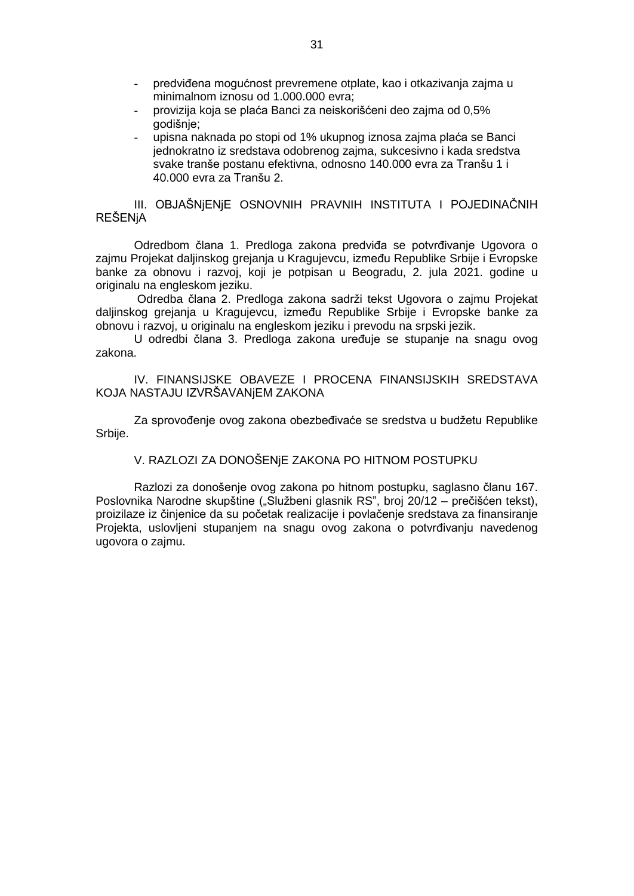- predviđena mogućnost prevremene otplate, kao i otkazivanja zajma u minimalnom iznosu od 1.000.000 evra;
- provizija koja se plaća Banci za neiskorišćeni deo zajma od 0,5% godišnje;
- upisna naknada po stopi od 1% ukupnog iznosa zajma plaća se Banci jednokratno iz sredstava odobrenog zajma, sukcesivno i kada sredstva svake tranše postanu efektivna, odnosno 140.000 evra za Tranšu 1 i 40.000 evra za Tranšu 2.

## III. OBJAŠNjENjE OSNOVNIH PRAVNIH INSTITUTA I POJEDINAČNIH REŠENjA

Odredbom člana 1. Predloga zakona predviđa se potvrđivanje Ugovora o zajmu Projekat daljinskog grejanja u Kragujevcu, između Republike Srbije i Evropske banke za obnovu i razvoj, koji je potpisan u Beogradu, 2. jula 2021. godine u originalu na engleskom jeziku.

Odredba člana 2. Predloga zakona sadrži tekst Ugovora o zajmu Projekat daljinskog grejanja u Kragujevcu, između Republike Srbije i Evropske banke za obnovu i razvoj, u originalu na engleskom jeziku i prevodu na srpski jezik.

U odredbi člana 3. Predloga zakona uređuje se stupanje na snagu ovog zakona.

## IV. FINANSIJSKE OBAVEZE I PROCENA FINANSIJSKIH SREDSTAVA KOJA NASTAJU IZVRŠAVANjEM ZAKONA

Za sprovođenje ovog zakona obezbeđivaće se sredstva u budžetu Republike Srbije.

## V. RAZLOZI ZA DONOŠENjE ZAKONA PO HITNOM POSTUPKU

Razlozi za donošenje ovog zakona po hitnom postupku, saglasno članu 167. Poslovnika Narodne skupštine („Službeni glasnik RS", broj 20/12 – prečišćen tekst), proizilaze iz činjenice da su početak realizacije i povlačenje sredstava za finansiranje Projekta, uslovljeni stupanjem na snagu ovog zakona o potvrđivanju navedenog ugovora o zajmu.